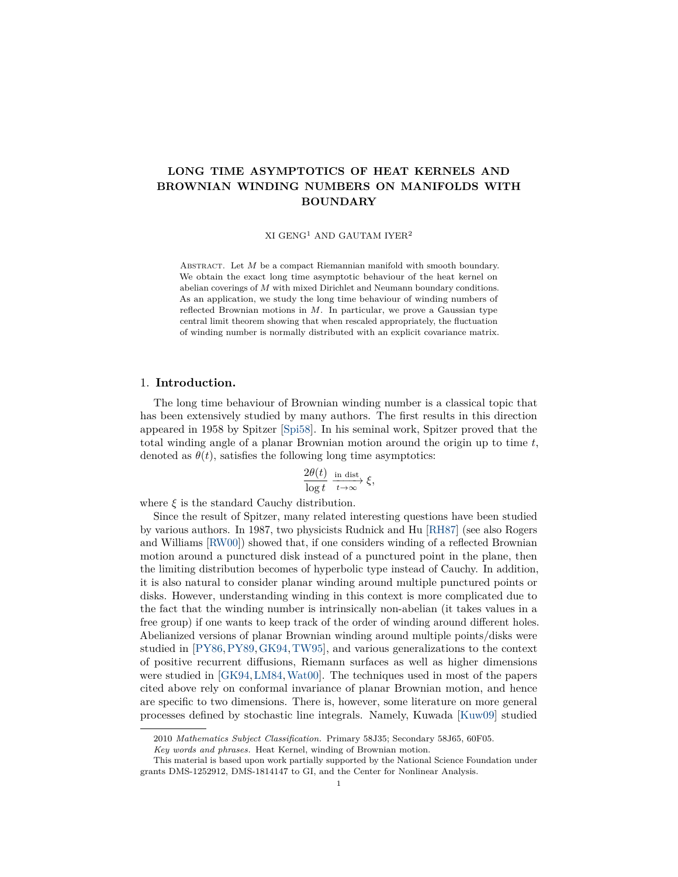# LONG TIME ASYMPTOTICS OF HEAT KERNELS AND BROWNIAN WINDING NUMBERS ON MANIFOLDS WITH BOUNDARY

XI GENG[1] AND GAUTAM IYER[2]

Abstract. Let $M$ be a compact Riemannian manifold with smooth boundary. We obtain the exact long time asymptotic behaviour of the heat kernel on abelian coverings of $M$ with mixed Dirichlet and Neumann boundary conditions. As an application, we study the long time behaviour of winding numbers of reflected Brownian motions in $M$. In particular, we prove a Gaussian type central limit theorem showing that when rescaled appropriately, the fluctuation of winding number is normally distributed with an explicit covariance matrix.

## 1. Introduction.

The long time behaviour of Brownian winding number is a classical topic that has been extensively studied by many authors. The first results in this direction appeared in 1958 by Spitzer [Spi58]. In his seminal work, Spitzer proved that the total winding angle of a planar Brownian motion around the origin up to time $t$, denoted as $\theta(t)$, satisfies the following long time asymptotics:

$$\frac{2\theta(t)}{\log t} \xrightarrow[t\to\infty]{\text{in dist}} \xi,$$

where $\xi$ is the standard Cauchy distribution.

Since the result of Spitzer, many related interesting questions have been studied by various authors. In 1987, two physicists Rudnick and Hu [RH87] (see also Rogers and Williams [RW00]) showed that, if one considers winding of a reflected Brownian motion around a punctured disk instead of a punctured point in the plane, then the limiting distribution becomes of hyperbolic type instead of Cauchy. In addition, it is also natural to consider planar winding around multiple punctured points or disks. However, understanding winding in this context is more complicated due to the fact that the winding number is intrinsically non-abelian (it takes values in a free group) if one wants to keep track of the order of winding around different holes. Abelianized versions of planar Brownian winding around multiple points/disks were studied in [PY86, PY89, GK94, TW95], and various generalizations to the context of positive recurrent diffusions, Riemann surfaces as well as higher dimensions were studied in [GK94, LM84, Wat00]. The techniques used in most of the papers cited above rely on conformal invariance of planar Brownian motion, and hence are specific to two dimensions. There is, however, some literature on more general processes defined by stochastic line integrals. Namely, Kuwada [Kuw09] studied

2010 *Mathematics Subject Classification.* Primary 58J35; Secondary 58J65, 60F05.

*Key words and phrases.* Heat Kernel, winding of Brownian motion.

This material is based upon work partially supported by the National Science Foundation under grants DMS-1252912, DMS-1814147 to GI, and the Center for Nonlinear Analysis.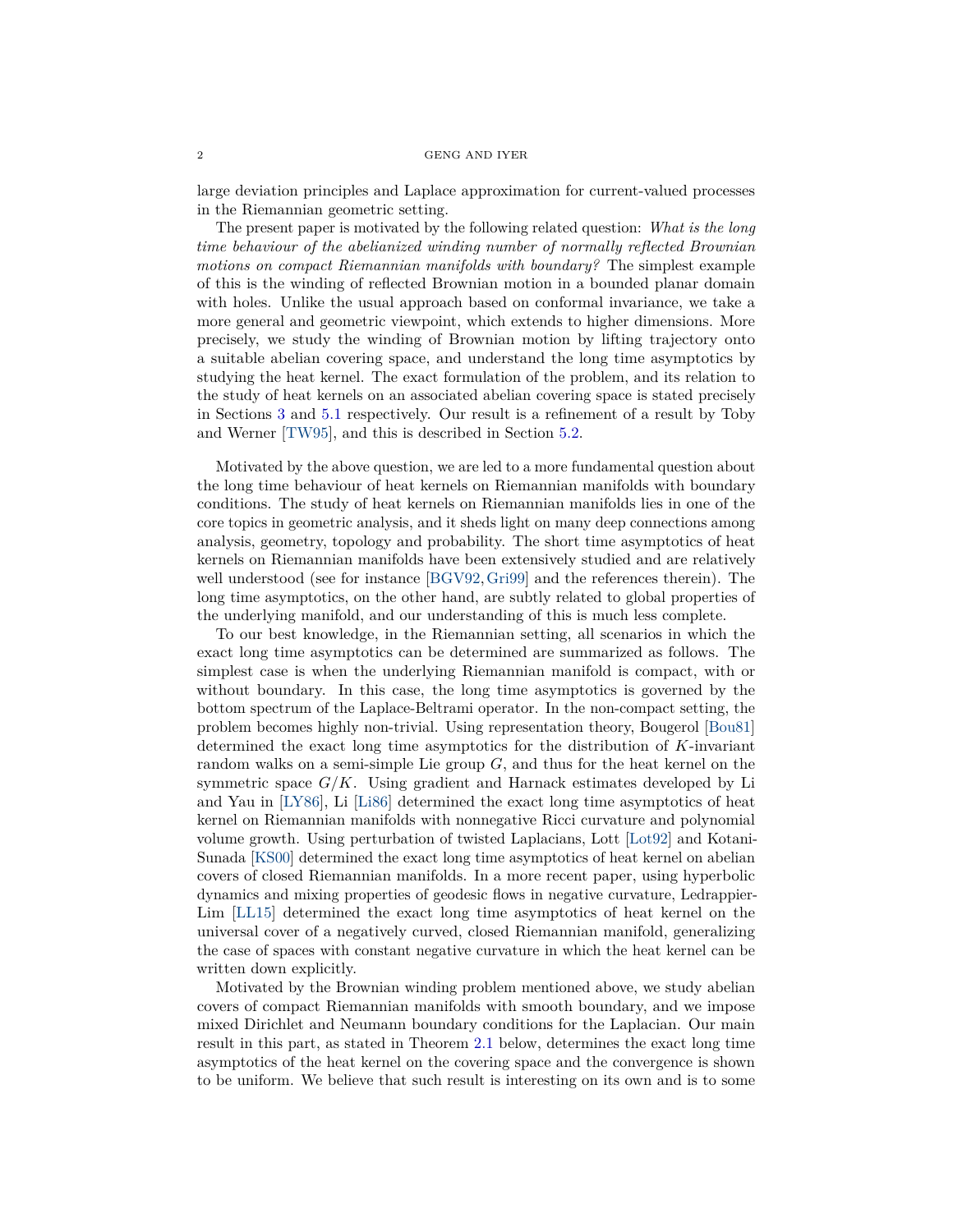large deviation principles and Laplace approximation for current-valued processes in the Riemannian geometric setting.

The present paper is motivated by the following related question: *What is the long time behaviour of the abelianized winding number of normally reflected Brownian motions on compact Riemannian manifolds with boundary?* The simplest example of this is the winding of reflected Brownian motion in a bounded planar domain with holes. Unlike the usual approach based on conformal invariance, we take a more general and geometric viewpoint, which extends to higher dimensions. More precisely, we study the winding of Brownian motion by lifting trajectory onto a suitable abelian covering space, and understand the long time asymptotics by studying the heat kernel. The exact formulation of the problem, and its relation to the study of heat kernels on an associated abelian covering space is stated precisely in Sections 3 and 5.1 respectively. Our result is a refinement of a result by Toby and Werner [TW95], and this is described in Section 5.2.

Motivated by the above question, we are led to a more fundamental question about the long time behaviour of heat kernels on Riemannian manifolds with boundary conditions. The study of heat kernels on Riemannian manifolds lies in one of the core topics in geometric analysis, and it sheds light on many deep connections among analysis, geometry, topology and probability. The short time asymptotics of heat kernels on Riemannian manifolds have been extensively studied and are relatively well understood (see for instance [BGV92, Gri99] and the references therein). The long time asymptotics, on the other hand, are subtly related to global properties of the underlying manifold, and our understanding of this is much less complete.

To our best knowledge, in the Riemannian setting, all scenarios in which the exact long time asymptotics can be determined are summarized as follows. The simplest case is when the underlying Riemannian manifold is compact, with or without boundary. In this case, the long time asymptotics is governed by the bottom spectrum of the Laplace-Beltrami operator. In the non-compact setting, the problem becomes highly non-trivial. Using representation theory, Bougerol [Bou81] determined the exact long time asymptotics for the distribution of $K$-invariant random walks on a semi-simple Lie group $G$, and thus for the heat kernel on the symmetric space $G/K$. Using gradient and Harnack estimates developed by Li and Yau in [LY86], Li [Li86] determined the exact long time asymptotics of heat kernel on Riemannian manifolds with nonnegative Ricci curvature and polynomial volume growth. Using perturbation of twisted Laplacians, Lott [Lot92] and Kotani-Sunada [KS00] determined the exact long time asymptotics of heat kernel on abelian covers of closed Riemannian manifolds. In a more recent paper, using hyperbolic dynamics and mixing properties of geodesic flows in negative curvature, Ledrappier-Lim [LL15] determined the exact long time asymptotics of heat kernel on the universal cover of a negatively curved, closed Riemannian manifold, generalizing the case of spaces with constant negative curvature in which the heat kernel can be written down explicitly.

Motivated by the Brownian winding problem mentioned above, we study abelian covers of compact Riemannian manifolds with smooth boundary, and we impose mixed Dirichlet and Neumann boundary conditions for the Laplacian. Our main result in this part, as stated in Theorem 2.1 below, determines the exact long time asymptotics of the heat kernel on the covering space and the convergence is shown to be uniform. We believe that such result is interesting on its own and is to some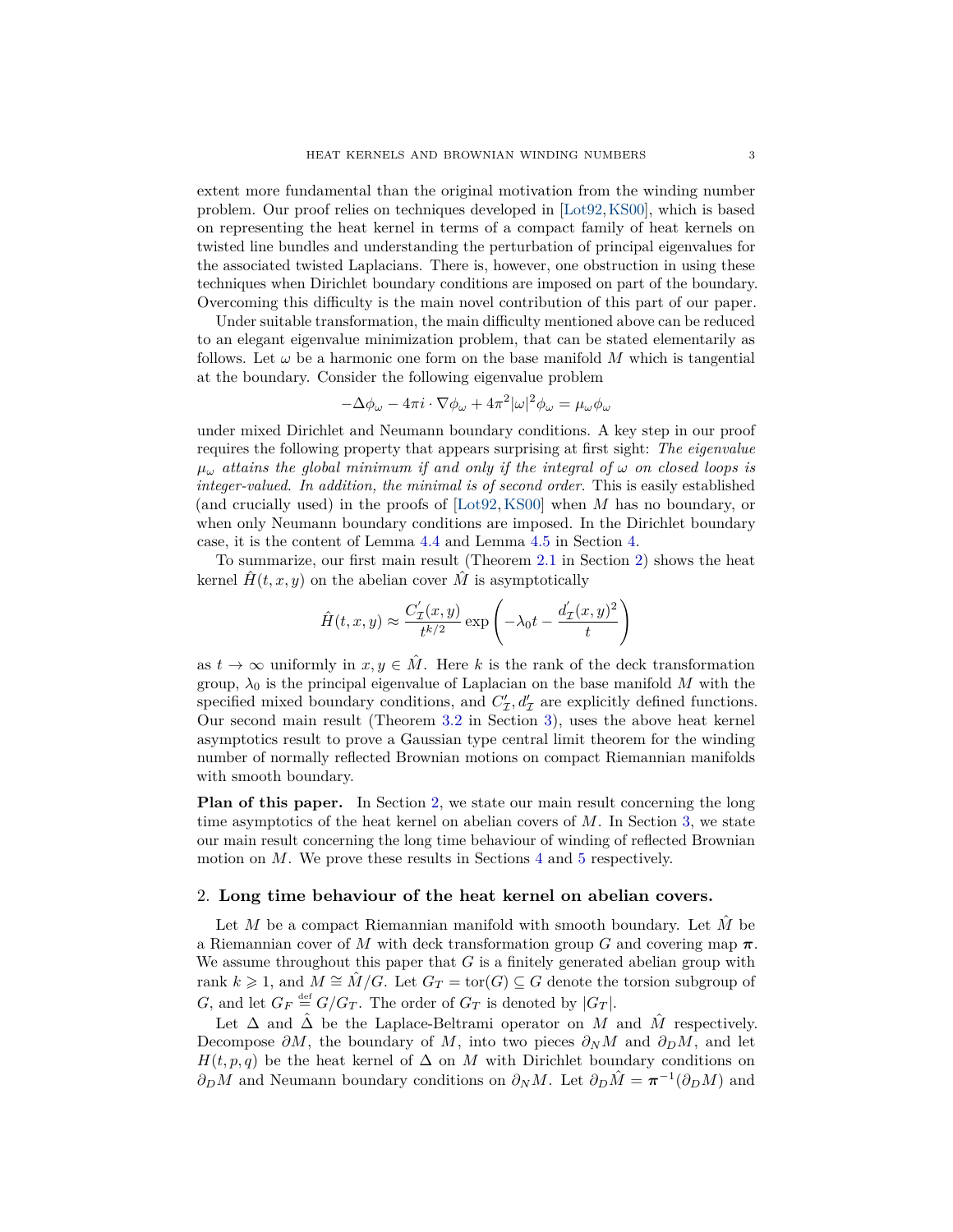extent more fundamental than the original motivation from the winding number problem. Our proof relies on techniques developed in [Lot92, KS00], which is based on representing the heat kernel in terms of a compact family of heat kernels on twisted line bundles and understanding the perturbation of principal eigenvalues for the associated twisted Laplacians. There is, however, one obstruction in using these techniques when Dirichlet boundary conditions are imposed on part of the boundary. Overcoming this difficulty is the main novel contribution of this part of our paper.

Under suitable transformation, the main difficulty mentioned above can be reduced to an elegant eigenvalue minimization problem, that can be stated elementarily as follows. Let $\omega$ be a harmonic one form on the base manifold $M$ which is tangential at the boundary. Consider the following eigenvalue problem

$$-\Delta\phi_\omega - 4\pi i \cdot \nabla\phi_\omega + 4\pi^2|\omega|^2\phi_\omega = \mu_\omega\phi_\omega$$

under mixed Dirichlet and Neumann boundary conditions. A key step in our proof requires the following property that appears surprising at first sight: *The eigenvalue $\mu_\omega$ attains the global minimum if and only if the integral of $\omega$ on closed loops is integer-valued. In addition, the minimal is of second order.* This is easily established (and crucially used) in the proofs of [Lot92, KS00] when $M$ has no boundary, or when only Neumann boundary conditions are imposed. In the Dirichlet boundary case, it is the content of Lemma 4.4 and Lemma 4.5 in Section 4.

To summarize, our first main result (Theorem 2.1 in Section 2) shows the heat kernel $\hat{H}(t, x, y)$ on the abelian cover $\hat{M}$ is asymptotically

$$\hat{H}(t,x,y) \approx \frac{C'_{\mathcal{I}}(x,y)}{t^{k/2}} \exp\left(-\lambda_0 t - \frac{d'_{\mathcal{I}}(x,y)^2}{t}\right)$$

as $t \to \infty$ uniformly in $x, y \in \hat{M}$. Here $k$ is the rank of the deck transformation group, $\lambda_0$ is the principal eigenvalue of Laplacian on the base manifold $M$ with the specified mixed boundary conditions, and $C'_{\mathcal{I}}, d'_{\mathcal{I}}$ are explicitly defined functions. Our second main result (Theorem 3.2 in Section 3), uses the above heat kernel asymptotics result to prove a Gaussian type central limit theorem for the winding number of normally reflected Brownian motions on compact Riemannian manifolds with smooth boundary.

**Plan of this paper.** In Section 2, we state our main result concerning the long time asymptotics of the heat kernel on abelian covers of $M$. In Section 3, we state our main result concerning the long time behaviour of winding of reflected Brownian motion on $M$. We prove these results in Sections 4 and 5 respectively.

## 2. Long time behaviour of the heat kernel on abelian covers.

Let $M$ be a compact Riemannian manifold with smooth boundary. Let $\hat{M}$ be a Riemannian cover of $M$ with deck transformation group $G$ and covering map $\boldsymbol{\pi}$. We assume throughout this paper that $G$ is a finitely generated abelian group with rank $k \geqslant 1$, and $M \cong \hat{M}/G$. Let $G_T = \text{tor}(G) \subseteq G$ denote the torsion subgroup of $G$, and let $G_F \stackrel{\text{def}}{=} G/G_T$. The order of $G_T$ is denoted by $|G_T|$.

Let $\Delta$ and $\hat{\Delta}$ be the Laplace-Beltrami operator on $M$ and $\hat{M}$ respectively. Decompose $\partial M$, the boundary of $M$, into two pieces $\partial_N M$ and $\partial_D M$, and let $H(t, p, q)$ be the heat kernel of $\Delta$ on $M$ with Dirichlet boundary conditions on $\partial_D M$ and Neumann boundary conditions on $\partial_N M$. Let $\partial_D \hat{M} = \boldsymbol{\pi}^{-1}(\partial_D M)$ and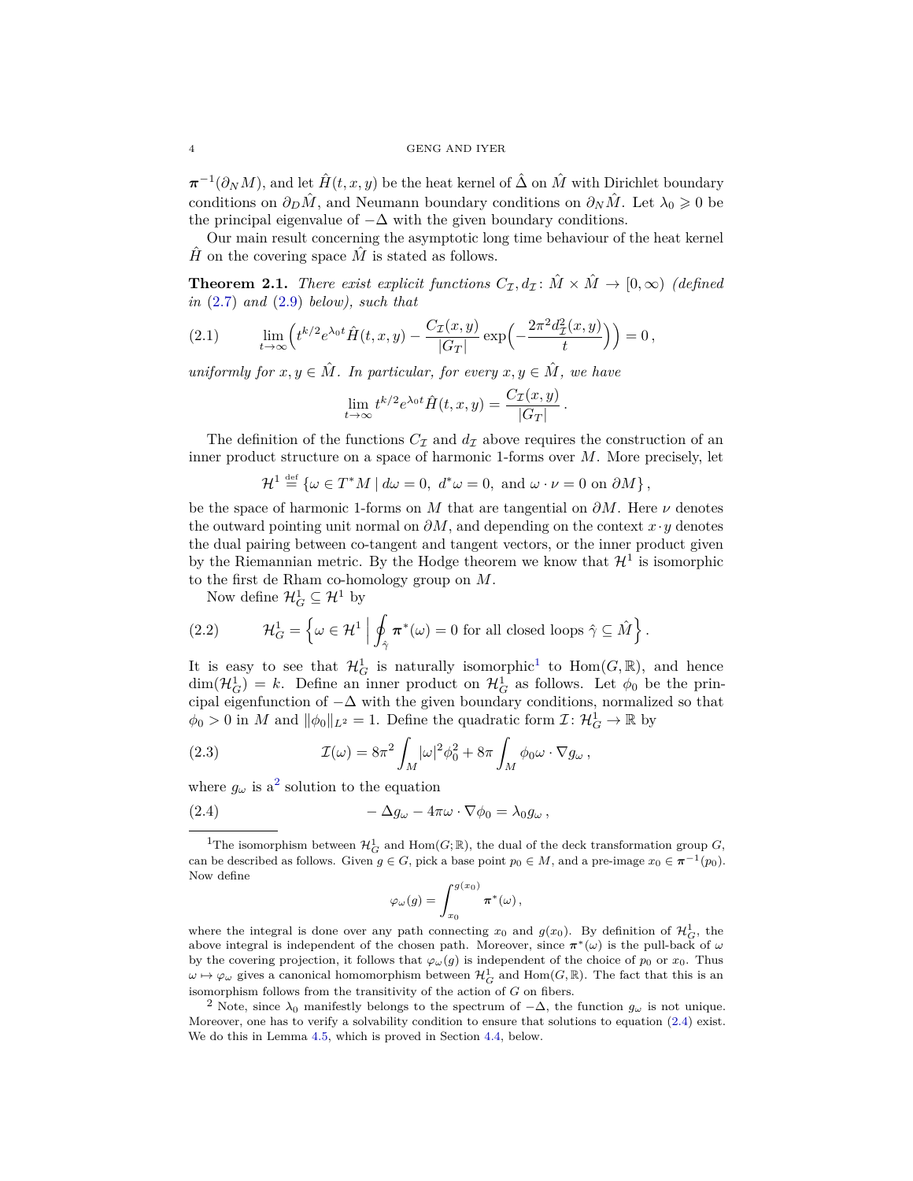$\boldsymbol{\pi}^{-1}(\partial_N M)$, and let $\hat{H}(t,x,y)$ be the heat kernel of $\hat{\Delta}$ on $\hat{M}$ with Dirichlet boundary conditions on $\partial_D \hat{M}$, and Neumann boundary conditions on $\partial_N \hat{M}$. Let $\lambda_0 \geqslant 0$ be the principal eigenvalue of $-\Delta$ with the given boundary conditions.

Our main result concerning the asymptotic long time behaviour of the heat kernel $\hat{H}$ on the covering space $\hat{M}$ is stated as follows.

**Theorem 2.1.** *There exist explicit functions $C_{\mathcal{I}}, d_{\mathcal{I}} \colon \hat{M} \times \hat{M} \to [0,\infty)$ (defined in (2.7) and (2.9) below), such that*

$$\lim_{t\to\infty} \Big( t^{k/2} e^{\lambda_0 t} \hat{H}(t,x,y) - \frac{C_{\mathcal{I}}(x,y)}{|G_T|} \exp\Big( -\frac{2\pi^2 d_{\mathcal{I}}^2(x,y)}{t} \Big) \Big) = 0 \,, \tag{2.1}$$

*uniformly for $x, y \in \hat{M}$. In particular, for every $x, y \in \hat{M}$, we have*

$$\lim_{t\to\infty} t^{k/2} e^{\lambda_0 t} \hat{H}(t,x,y) = \frac{C_{\mathcal{I}}(x,y)}{|G_T|} \,.$$

The definition of the functions $C_{\mathcal{I}}$ and $d_{\mathcal{I}}$ above requires the construction of an inner product structure on a space of harmonic 1-forms over $M$. More precisely, let

$$\mathcal{H}^1 \stackrel{\text{def}}{=} \{ \omega \in T^*M \mid d\omega = 0,\ d^*\omega = 0, \text{ and } \omega \cdot \nu = 0 \text{ on } \partial M \} \,,$$

be the space of harmonic 1-forms on $M$ that are tangential on $\partial M$. Here $\nu$ denotes the outward pointing unit normal on $\partial M$, and depending on the context $x \cdot y$ denotes the dual pairing between co-tangent and tangent vectors, or the inner product given by the Riemannian metric. By the Hodge theorem we know that $\mathcal{H}^1$ is isomorphic to the first de Rham co-homology group on $M$.

Now define $\mathcal{H}^1_G \subseteq \mathcal{H}^1$ by

$$\mathcal{H}^1_G = \Big\{ \omega \in \mathcal{H}^1 \;\Big|\; \oint_{\hat{\gamma}} \boldsymbol{\pi}^*(\omega) = 0 \text{ for all closed loops } \hat{\gamma} \subseteq \hat{M} \Big\} \,. \tag{2.2}$$

It is easy to see that $\mathcal{H}^1_G$ is naturally isomorphic[1] to $\mathrm{Hom}(G,\mathbb{R})$, and hence $\dim(\mathcal{H}^1_G) = k$. Define an inner product on $\mathcal{H}^1_G$ as follows. Let $\phi_0$ be the principal eigenfunction of $-\Delta$ with the given boundary conditions, normalized so that $\phi_0 > 0$ in $M$ and $\|\phi_0\|_{L^2} = 1$. Define the quadratic form $\mathcal{I} \colon \mathcal{H}^1_G \to \mathbb{R}$ by

$$\mathcal{I}(\omega) = 8\pi^2 \int_M |\omega|^2 \phi_0^2 + 8\pi \int_M \phi_0 \omega \cdot \nabla g_\omega \,, \tag{2.3}$$

where $g_\omega$ is a[2] solution to the equation

$$-\Delta g_\omega - 4\pi \omega \cdot \nabla \phi_0 = \lambda_0 g_\omega \,, \tag{2.4}$$

---

[1] The isomorphism between $\mathcal{H}^1_G$ and $\mathrm{Hom}(G;\mathbb{R})$, the dual of the deck transformation group $G$, can be described as follows. Given $g \in G$, pick a base point $p_0 \in M$, and a pre-image $x_0 \in \boldsymbol{\pi}^{-1}(p_0)$. Now define

$$\varphi_\omega(g) = \int_{x_0}^{g(x_0)} \boldsymbol{\pi}^*(\omega) \,,$$

where the integral is done over any path connecting $x_0$ and $g(x_0)$. By definition of $\mathcal{H}^1_G$, the above integral is independent of the chosen path. Moreover, since $\boldsymbol{\pi}^*(\omega)$ is the pull-back of $\omega$ by the covering projection, it follows that $\varphi_\omega(g)$ is independent of the choice of $p_0$ or $x_0$. Thus $\omega \mapsto \varphi_\omega$ gives a canonical homomorphism between $\mathcal{H}^1_G$ and $\mathrm{Hom}(G,\mathbb{R})$. The fact that this is an isomorphism follows from the transitivity of the action of $G$ on fibers.

[2] Note, since $\lambda_0$ manifestly belongs to the spectrum of $-\Delta$, the function $g_\omega$ is not unique. Moreover, one has to verify a solvability condition to ensure that solutions to equation (2.4) exist. We do this in Lemma 4.5, which is proved in Section 4.4, below.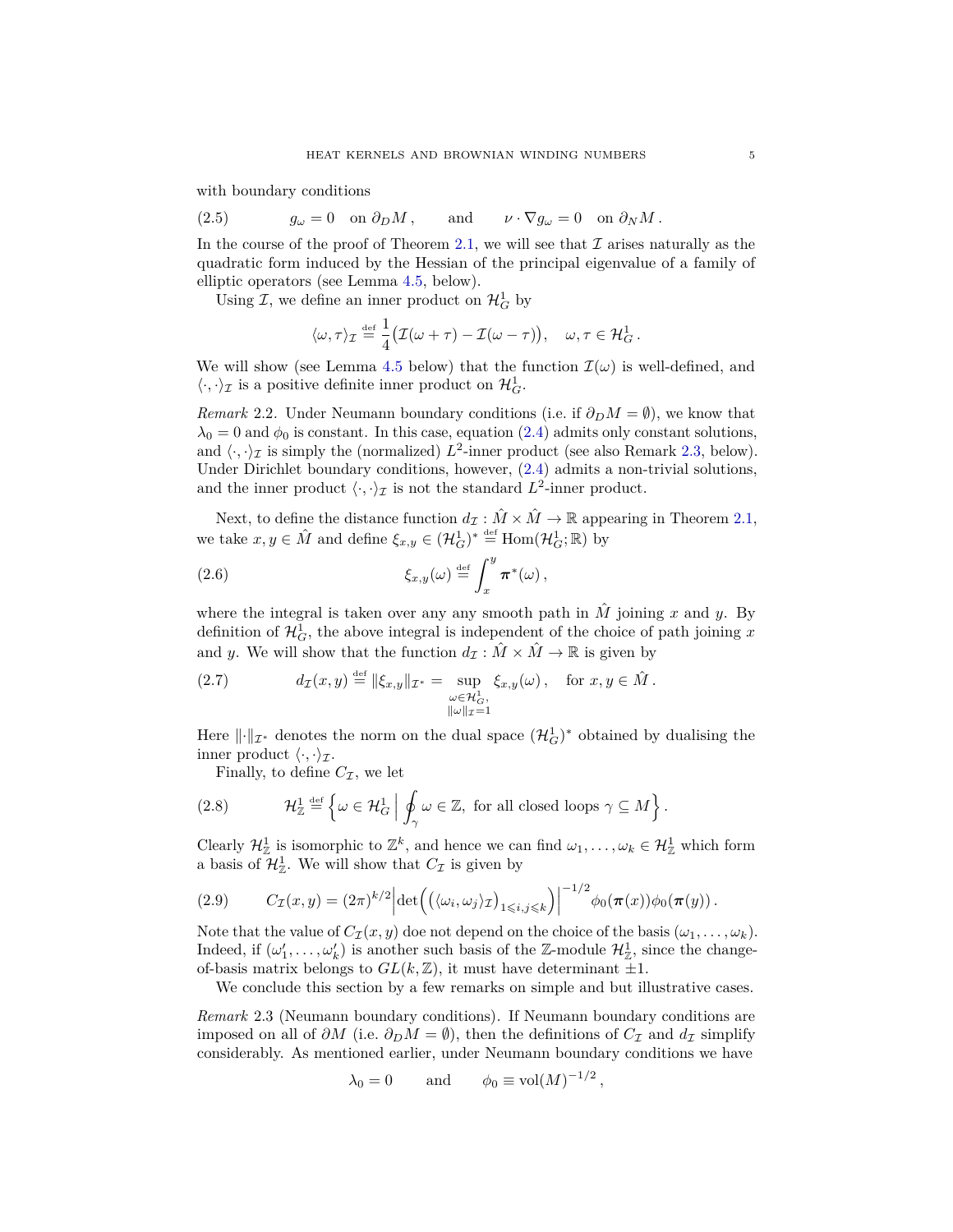with boundary conditions

$$g_\omega = 0 \quad \text{on } \partial_D M\,, \qquad \text{and} \qquad \nu \cdot \nabla g_\omega = 0 \quad \text{on } \partial_N M\,. \tag{2.5}$$

In the course of the proof of Theorem 2.1, we will see that $\mathcal{I}$ arises naturally as the quadratic form induced by the Hessian of the principal eigenvalue of a family of elliptic operators (see Lemma 4.5, below).

Using $\mathcal{I}$, we define an inner product on $\mathcal{H}^1_G$ by

$$\langle \omega, \tau \rangle_{\mathcal{I}} \stackrel{\text{def}}{=} \frac{1}{4}\big(\mathcal{I}(\omega + \tau) - \mathcal{I}(\omega - \tau)\big), \quad \omega, \tau \in \mathcal{H}^1_G\,.$$

We will show (see Lemma 4.5 below) that the function $\mathcal{I}(\omega)$ is well-defined, and $\langle \cdot, \cdot \rangle_{\mathcal{I}}$ is a positive definite inner product on $\mathcal{H}^1_G$.

*Remark* 2.2. Under Neumann boundary conditions (i.e. if $\partial_D M = \emptyset$), we know that $\lambda_0 = 0$ and $\phi_0$ is constant. In this case, equation (2.4) admits only constant solutions, and $\langle \cdot, \cdot \rangle_{\mathcal{I}}$ is simply the (normalized) $L^2$-inner product (see also Remark 2.3, below). Under Dirichlet boundary conditions, however, (2.4) admits a non-trivial solutions, and the inner product $\langle \cdot, \cdot \rangle_{\mathcal{I}}$ is not the standard $L^2$-inner product.

Next, to define the distance function $d_{\mathcal{I}} : \hat{M} \times \hat{M} \to \mathbb{R}$ appearing in Theorem 2.1, we take $x, y \in \hat{M}$ and define $\xi_{x,y} \in (\mathcal{H}^1_G)^* \stackrel{\text{def}}{=} \operatorname{Hom}(\mathcal{H}^1_G; \mathbb{R})$ by

$$\xi_{x,y}(\omega) \stackrel{\text{def}}{=} \int_x^y \boldsymbol{\pi}^*(\omega)\,, \tag{2.6}$$

where the integral is taken over any any smooth path in $\hat{M}$ joining $x$ and $y$. By definition of $\mathcal{H}^1_G$, the above integral is independent of the choice of path joining $x$ and $y$. We will show that the function $d_{\mathcal{I}} : \hat{M} \times \hat{M} \to \mathbb{R}$ is given by

$$d_{\mathcal{I}}(x,y) \stackrel{\text{def}}{=} \|\xi_{x,y}\|_{\mathcal{I}^*} = \sup_{\substack{\omega \in \mathcal{H}^1_G,\\ \|\omega\|_{\mathcal{I}} = 1}} \xi_{x,y}(\omega)\,, \quad \text{for } x, y \in \hat{M}\,. \tag{2.7}$$

Here $\|\cdot\|_{\mathcal{I}^*}$ denotes the norm on the dual space $(\mathcal{H}^1_G)^*$ obtained by dualising the inner product $\langle \cdot, \cdot \rangle_{\mathcal{I}}$.

Finally, to define $C_{\mathcal{I}}$, we let

$$\mathcal{H}^1_{\mathbb{Z}} \stackrel{\text{def}}{=} \Big\{ \omega \in \mathcal{H}^1_G \;\Big|\; \oint_\gamma \omega \in \mathbb{Z}, \text{ for all closed loops } \gamma \subseteq M \Big\}\,. \tag{2.8}$$

Clearly $\mathcal{H}^1_{\mathbb{Z}}$ is isomorphic to $\mathbb{Z}^k$, and hence we can find $\omega_1, \dots, \omega_k \in \mathcal{H}^1_{\mathbb{Z}}$ which form a basis of $\mathcal{H}^1_{\mathbb{Z}}$. We will show that $C_{\mathcal{I}}$ is given by

$$C_{\mathcal{I}}(x,y) = (2\pi)^{k/2} \Big| \det\Big( \big(\langle \omega_i, \omega_j \rangle_{\mathcal{I}}\big)_{1 \leqslant i,j \leqslant k} \Big) \Big|^{-1/2} \phi_0(\boldsymbol{\pi}(x)) \phi_0(\boldsymbol{\pi}(y))\,. \tag{2.9}$$

Note that the value of $C_{\mathcal{I}}(x,y)$ doe not depend on the choice of the basis $(\omega_1, \dots, \omega_k)$. Indeed, if $(\omega'_1, \dots, \omega'_k)$ is another such basis of the $\mathbb{Z}$-module $\mathcal{H}^1_{\mathbb{Z}}$, since the change-of-basis matrix belongs to $GL(k, \mathbb{Z})$, it must have determinant $\pm 1$.

We conclude this section by a few remarks on simple and but illustrative cases.

*Remark* 2.3 (Neumann boundary conditions). If Neumann boundary conditions are imposed on all of $\partial M$ (i.e. $\partial_D M = \emptyset$), then the definitions of $C_{\mathcal{I}}$ and $d_{\mathcal{I}}$ simplify considerably. As mentioned earlier, under Neumann boundary conditions we have

$$\lambda_0 = 0 \qquad \text{and} \qquad \phi_0 \equiv \operatorname{vol}(M)^{-1/2}\,,$$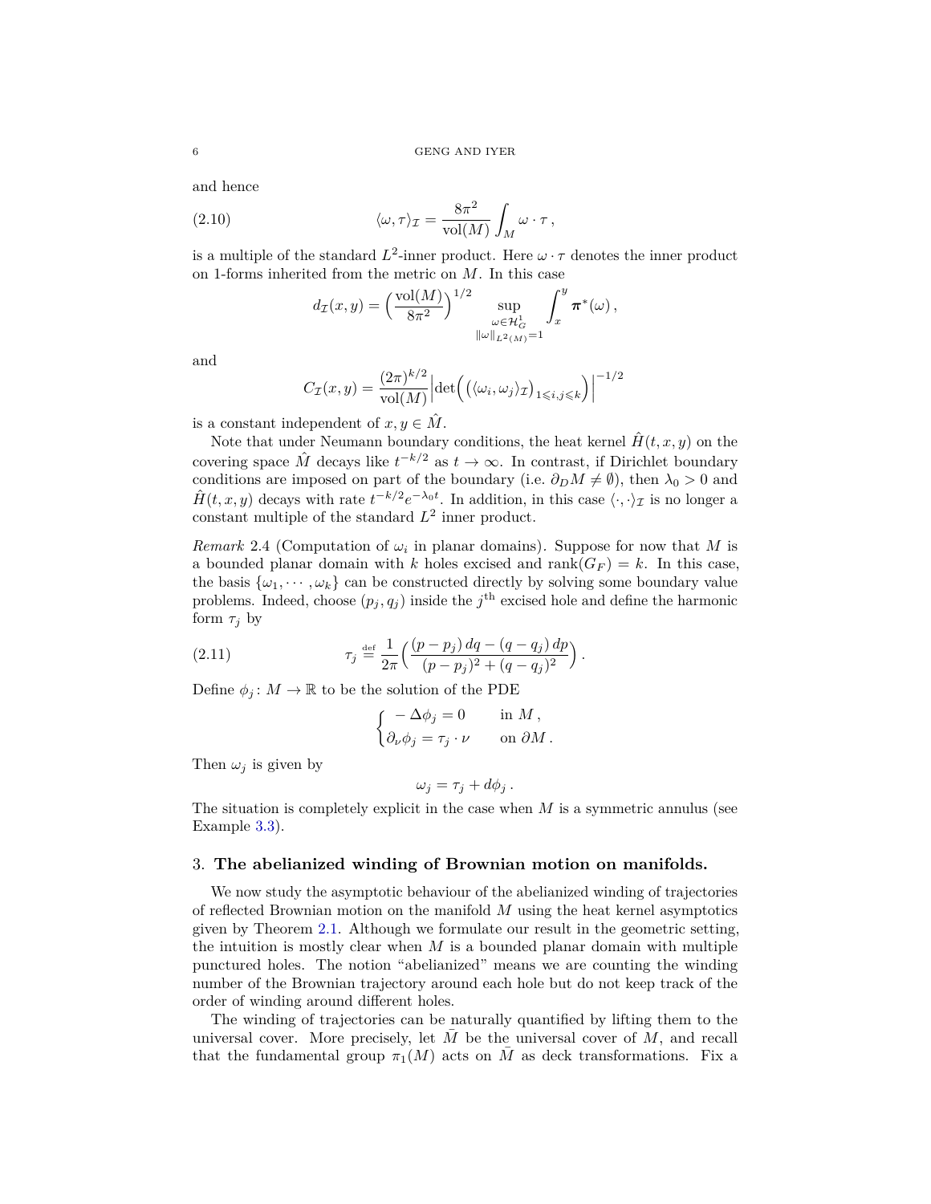and hence

$$\langle \omega, \tau \rangle_{\mathcal{I}} = \frac{8\pi^2}{\operatorname{vol}(M)} \int_M \omega \cdot \tau \,, \tag{2.10}$$

is a multiple of the standard $L^2$-inner product. Here $\omega \cdot \tau$ denotes the inner product on 1-forms inherited from the metric on $M$. In this case

$$d_{\mathcal{I}}(x, y) = \Big( \frac{\operatorname{vol}(M)}{8\pi^2} \Big)^{1/2} \sup_{\substack{\omega \in \mathcal{H}^1_G \\ \|\omega\|_{L^2(M)} = 1}} \int_x^y \boldsymbol{\pi}^*(\omega) \,,$$

and

$$C_{\mathcal{I}}(x, y) = \frac{(2\pi)^{k/2}}{\operatorname{vol}(M)} \Big| \det\Big( \big( \langle \omega_i, \omega_j \rangle_{\mathcal{I}} \big)_{1 \leqslant i, j \leqslant k} \Big) \Big|^{-1/2}$$

is a constant independent of $x, y \in \hat{M}$.

Note that under Neumann boundary conditions, the heat kernel $\hat{H}(t, x, y)$ on the covering space $\hat{M}$ decays like $t^{-k/2}$ as $t \to \infty$. In contrast, if Dirichlet boundary conditions are imposed on part of the boundary (i.e. $\partial_D M \neq \emptyset$), then $\lambda_0 > 0$ and $\hat{H}(t, x, y)$ decays with rate $t^{-k/2} e^{-\lambda_0 t}$. In addition, in this case $\langle \cdot, \cdot \rangle_{\mathcal{I}}$ is no longer a constant multiple of the standard $L^2$ inner product.

*Remark* 2.4 (Computation of $\omega_i$ in planar domains). Suppose for now that $M$ is a bounded planar domain with $k$ holes excised and $\operatorname{rank}(G_F) = k$. In this case, the basis $\{\omega_1, \cdots, \omega_k\}$ can be constructed directly by solving some boundary value problems. Indeed, choose $(p_j, q_j)$ inside the $j^{\text{th}}$ excised hole and define the harmonic form $\tau_j$ by

$$\tau_j \stackrel{\text{def}}{=} \frac{1}{2\pi} \Big( \frac{(p - p_j)\, dq - (q - q_j)\, dp}{(p - p_j)^2 + (q - q_j)^2} \Big) \,. \tag{2.11}$$

Define $\phi_j \colon M \to \mathbb{R}$ to be the solution of the PDE

$$\begin{cases} -\Delta \phi_j = 0 & \text{in } M \,, \\ \partial_\nu \phi_j = \tau_j \cdot \nu & \text{on } \partial M \,. \end{cases}$$

Then $\omega_j$ is given by

$$\omega_j = \tau_j + d\phi_j \,.$$

The situation is completely explicit in the case when $M$ is a symmetric annulus (see Example 3.3).

## 3. **The abelianized winding of Brownian motion on manifolds.**

We now study the asymptotic behaviour of the abelianized winding of trajectories of reflected Brownian motion on the manifold $M$ using the heat kernel asymptotics given by Theorem 2.1. Although we formulate our result in the geometric setting, the intuition is mostly clear when $M$ is a bounded planar domain with multiple punctured holes. The notion "abelianized" means we are counting the winding number of the Brownian trajectory around each hole but do not keep track of the order of winding around different holes.

The winding of trajectories can be naturally quantified by lifting them to the universal cover. More precisely, let $\bar{M}$ be the universal cover of $M$, and recall that the fundamental group $\pi_1(M)$ acts on $\bar{M}$ as deck transformations. Fix a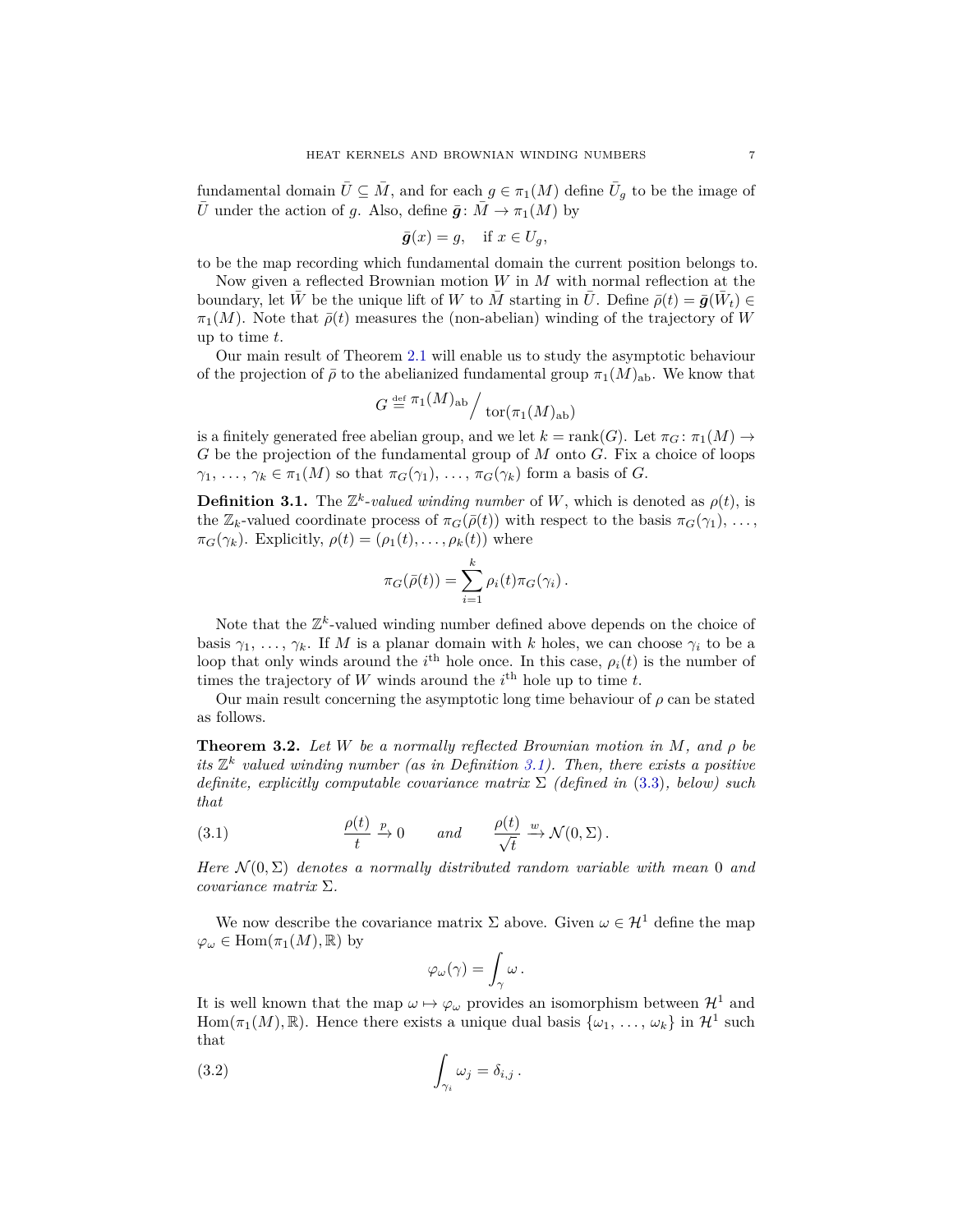fundamental domain $\bar{U} \subseteq \bar{M}$, and for each $g \in \pi_1(M)$ define $\bar{U}_g$ to be the image of $\bar{U}$ under the action of $g$. Also, define $\bar{\boldsymbol{g}}\colon \bar{M} \to \pi_1(M)$ by

$$\bar{\boldsymbol{g}}(x) = g, \quad \text{if } x \in U_g,$$

to be the map recording which fundamental domain the current position belongs to.

Now given a reflected Brownian motion $W$ in $M$ with normal reflection at the boundary, let $\bar{W}$ be the unique lift of $W$ to $\bar{M}$ starting in $\bar{U}$. Define $\bar{\rho}(t) = \bar{\boldsymbol{g}}(\bar{W}_t) \in \pi_1(M)$. Note that $\bar{\rho}(t)$ measures the (non-abelian) winding of the trajectory of $W$ up to time $t$.

Our main result of Theorem 2.1 will enable us to study the asymptotic behaviour of the projection of $\bar{\rho}$ to the abelianized fundamental group $\pi_1(M)_{\text{ab}}$. We know that

$$G \stackrel{\text{def}}{=} \pi_1(M)_{\text{ab}} \Big/ \operatorname{tor}(\pi_1(M)_{\text{ab}})$$

is a finitely generated free abelian group, and we let $k = \operatorname{rank}(G)$. Let $\pi_G\colon \pi_1(M) \to G$ be the projection of the fundamental group of $M$ onto $G$. Fix a choice of loops $\gamma_1, \ldots, \gamma_k \in \pi_1(M)$ so that $\pi_G(\gamma_1), \ldots, \pi_G(\gamma_k)$ form a basis of $G$.

**Definition 3.1.** The *$\mathbb{Z}^k$-valued winding number* of $W$, which is denoted as $\rho(t)$, is the $\mathbb{Z}_k$-valued coordinate process of $\pi_G(\bar{\rho}(t))$ with respect to the basis $\pi_G(\gamma_1), \ldots, \pi_G(\gamma_k)$. Explicitly, $\rho(t) = (\rho_1(t), \ldots, \rho_k(t))$ where

$$\pi_G(\bar{\rho}(t)) = \sum_{i=1}^{k} \rho_i(t) \pi_G(\gamma_i)\,.$$

Note that the $\mathbb{Z}^k$-valued winding number defined above depends on the choice of basis $\gamma_1, \ldots, \gamma_k$. If $M$ is a planar domain with $k$ holes, we can choose $\gamma_i$ to be a loop that only winds around the $i^{\text{th}}$ hole once. In this case, $\rho_i(t)$ is the number of times the trajectory of $W$ winds around the $i^{\text{th}}$ hole up to time $t$.

Our main result concerning the asymptotic long time behaviour of $\rho$ can be stated as follows.

**Theorem 3.2.** *Let $W$ be a normally reflected Brownian motion in $M$, and $\rho$ be its $\mathbb{Z}^k$ valued winding number (as in Definition 3.1). Then, there exists a positive definite, explicitly computable covariance matrix $\Sigma$ (defined in (3.3), below) such that*

$$\frac{\rho(t)}{t} \xrightarrow{p} 0 \qquad \text{and} \qquad \frac{\rho(t)}{\sqrt{t}} \xrightarrow{w} \mathcal{N}(0, \Sigma)\,. \tag{3.1}$$

*Here $\mathcal{N}(0, \Sigma)$ denotes a normally distributed random variable with mean $0$ and covariance matrix $\Sigma$.*

We now describe the covariance matrix $\Sigma$ above. Given $\omega \in \mathcal{H}^1$ define the map $\varphi_\omega \in \operatorname{Hom}(\pi_1(M), \mathbb{R})$ by

$$\varphi_\omega(\gamma) = \int_\gamma \omega\,.$$

It is well known that the map $\omega \mapsto \varphi_\omega$ provides an isomorphism between $\mathcal{H}^1$ and $\operatorname{Hom}(\pi_1(M), \mathbb{R})$. Hence there exists a unique dual basis $\{\omega_1, \ldots, \omega_k\}$ in $\mathcal{H}^1$ such that

$$\int_{\gamma_i} \omega_j = \delta_{i,j}\,. \tag{3.2}$$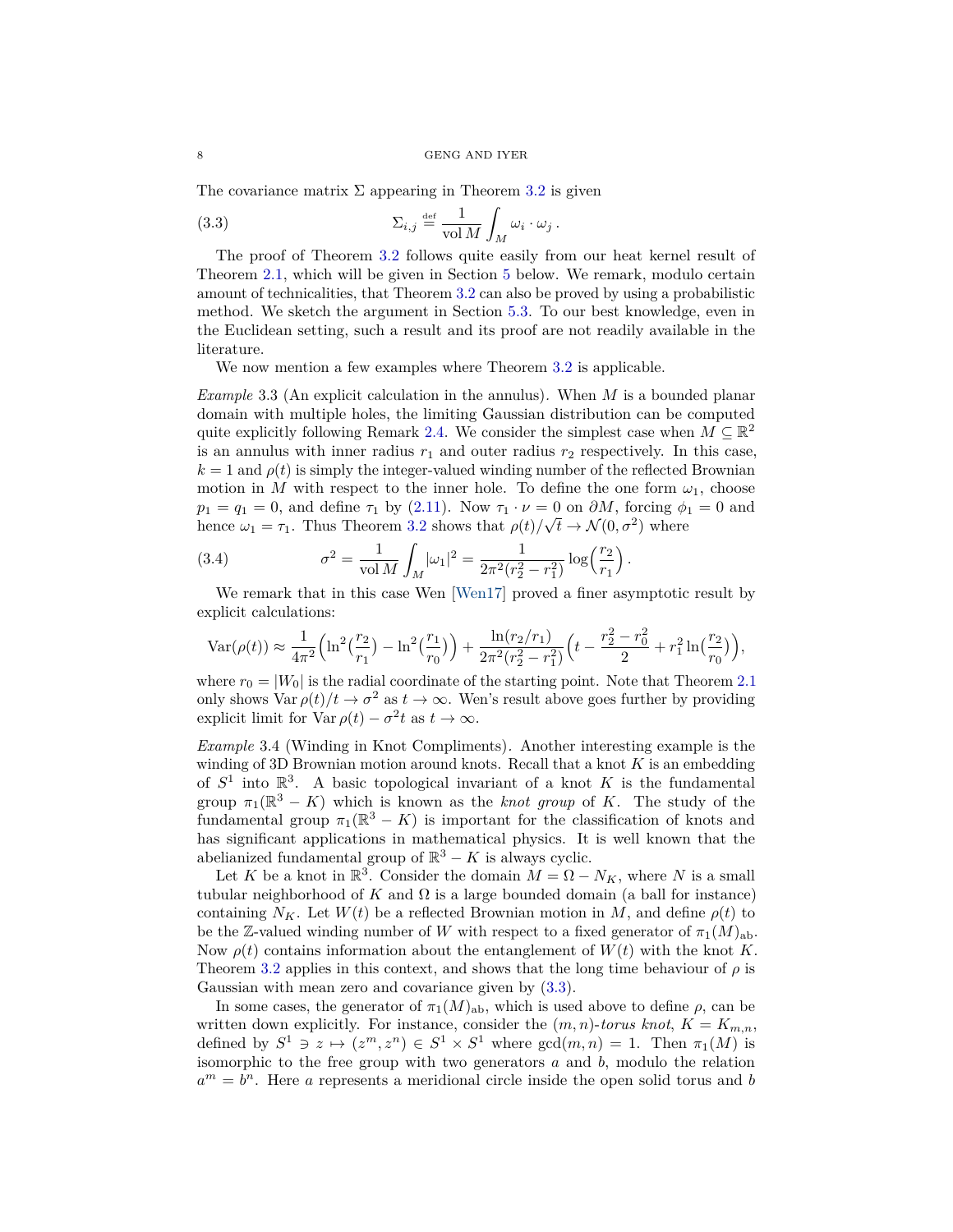The covariance matrix $\Sigma$ appearing in Theorem 3.2 is given

$$\Sigma_{i,j} \stackrel{\text{def}}{=} \frac{1}{\operatorname{vol} M} \int_M \omega_i \cdot \omega_j \,. \tag{3.3}$$

The proof of Theorem 3.2 follows quite easily from our heat kernel result of Theorem 2.1, which will be given in Section 5 below. We remark, modulo certain amount of technicalities, that Theorem 3.2 can also be proved by using a probabilistic method. We sketch the argument in Section 5.3. To our best knowledge, even in the Euclidean setting, such a result and its proof are not readily available in the literature.

We now mention a few examples where Theorem 3.2 is applicable.

*Example* 3.3 (An explicit calculation in the annulus). When $M$ is a bounded planar domain with multiple holes, the limiting Gaussian distribution can be computed quite explicitly following Remark 2.4. We consider the simplest case when $M \subseteq \mathbb{R}^2$ is an annulus with inner radius $r_1$ and outer radius $r_2$ respectively. In this case, $k = 1$ and $\rho(t)$ is simply the integer-valued winding number of the reflected Brownian motion in $M$ with respect to the inner hole. To define the one form $\omega_1$, choose $p_1 = q_1 = 0$, and define $\tau_1$ by (2.11). Now $\tau_1 \cdot \nu = 0$ on $\partial M$, forcing $\phi_1 = 0$ and hence $\omega_1 = \tau_1$. Thus Theorem 3.2 shows that $\rho(t)/\sqrt{t} \to \mathcal{N}(0, \sigma^2)$ where

$$\sigma^2 = \frac{1}{\operatorname{vol} M} \int_M |\omega_1|^2 = \frac{1}{2\pi^2 (r_2^2 - r_1^2)} \log\Big(\frac{r_2}{r_1}\Big) \,. \tag{3.4}$$

We remark that in this case Wen [Wen17] proved a finer asymptotic result by explicit calculations:

$$\operatorname{Var}(\rho(t)) \approx \frac{1}{4\pi^2}\Big(\ln^2\big(\frac{r_2}{r_1}\big) - \ln^2\big(\frac{r_1}{r_0}\big)\Big) + \frac{\ln(r_2/r_1)}{2\pi^2(r_2^2 - r_1^2)}\Big(t - \frac{r_2^2 - r_0^2}{2} + r_1^2 \ln\big(\frac{r_2}{r_0}\big)\Big),$$

where $r_0 = |W_0|$ is the radial coordinate of the starting point. Note that Theorem 2.1 only shows $\operatorname{Var} \rho(t)/t \to \sigma^2$ as $t \to \infty$. Wen's result above goes further by providing explicit limit for $\operatorname{Var} \rho(t) - \sigma^2 t$ as $t \to \infty$.

*Example* 3.4 (Winding in Knot Compliments). Another interesting example is the winding of 3D Brownian motion around knots. Recall that a knot $K$ is an embedding of $S^1$ into $\mathbb{R}^3$. A basic topological invariant of a knot $K$ is the fundamental group $\pi_1(\mathbb{R}^3 - K)$ which is known as the *knot group* of $K$. The study of the fundamental group $\pi_1(\mathbb{R}^3 - K)$ is important for the classification of knots and has significant applications in mathematical physics. It is well known that the abelianized fundamental group of $\mathbb{R}^3 - K$ is always cyclic.

Let $K$ be a knot in $\mathbb{R}^3$. Consider the domain $M = \Omega - N_K$, where $N$ is a small tubular neighborhood of $K$ and $\Omega$ is a large bounded domain (a ball for instance) containing $N_K$. Let $W(t)$ be a reflected Brownian motion in $M$, and define $\rho(t)$ to be the $\mathbb{Z}$-valued winding number of $W$ with respect to a fixed generator of $\pi_1(M)_{\mathrm{ab}}$. Now $\rho(t)$ contains information about the entanglement of $W(t)$ with the knot $K$. Theorem 3.2 applies in this context, and shows that the long time behaviour of $\rho$ is Gaussian with mean zero and covariance given by (3.3).

In some cases, the generator of $\pi_1(M)_{\mathrm{ab}}$, which is used above to define $\rho$, can be written down explicitly. For instance, consider the $(m, n)$-*torus knot*, $K = K_{m,n}$, defined by $S^1 \ni z \mapsto (z^m, z^n) \in S^1 \times S^1$ where $\gcd(m, n) = 1$. Then $\pi_1(M)$ is isomorphic to the free group with two generators $a$ and $b$, modulo the relation $a^m = b^n$. Here $a$ represents a meridional circle inside the open solid torus and $b$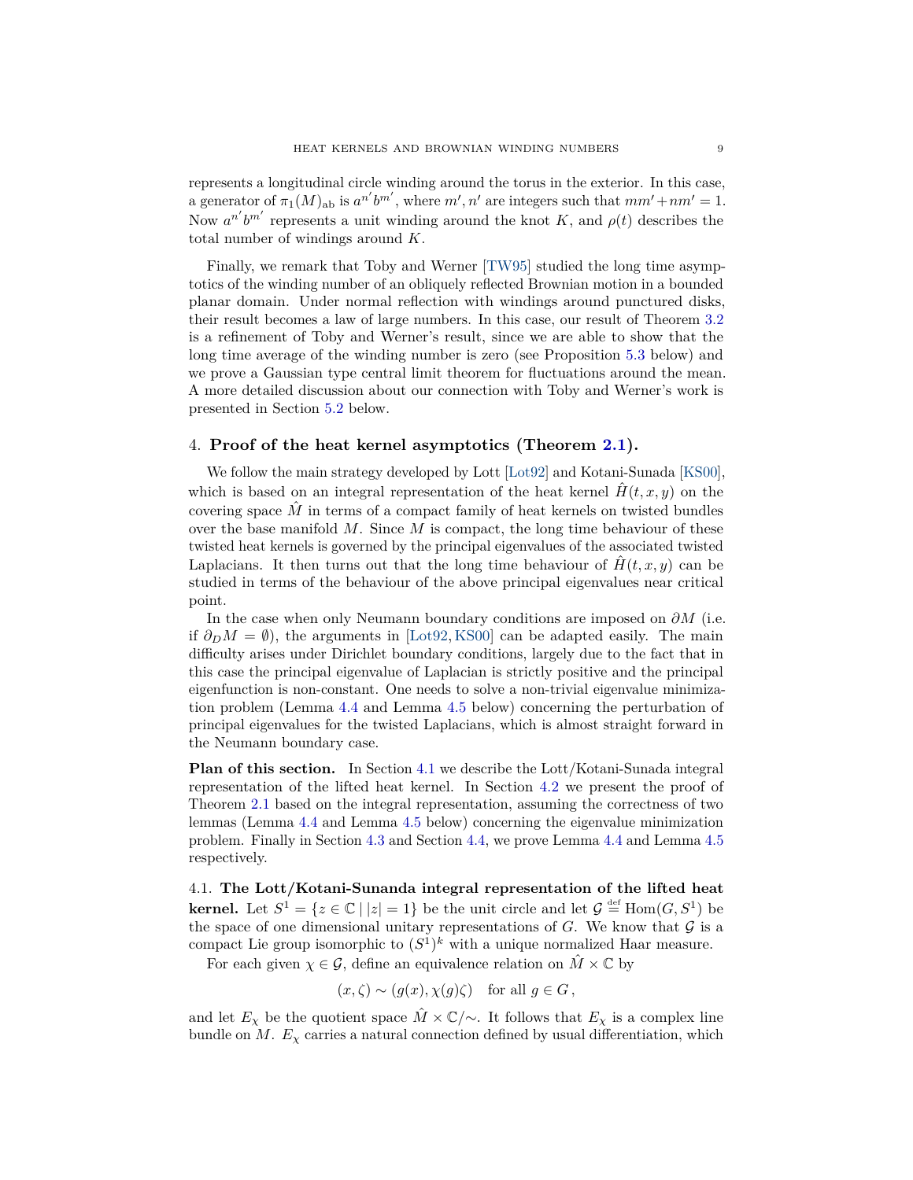represents a longitudinal circle winding around the torus in the exterior. In this case, a generator of $\pi_1(M)_{\text{ab}}$ is $a^{n'}b^{m'}$, where $m', n'$ are integers such that $mm' + nm' = 1$. Now $a^{n'}b^{m'}$ represents a unit winding around the knot $K$, and $\rho(t)$ describes the total number of windings around $K$.

Finally, we remark that Toby and Werner [TW95] studied the long time asymptotics of the winding number of an obliquely reflected Brownian motion in a bounded planar domain. Under normal reflection with windings around punctured disks, their result becomes a law of large numbers. In this case, our result of Theorem 3.2 is a refinement of Toby and Werner's result, since we are able to show that the long time average of the winding number is zero (see Proposition 5.3 below) and we prove a Gaussian type central limit theorem for fluctuations around the mean. A more detailed discussion about our connection with Toby and Werner's work is presented in Section 5.2 below.

## 4. **Proof of the heat kernel asymptotics (Theorem 2.1).**

We follow the main strategy developed by Lott [Lot92] and Kotani-Sunada [KS00], which is based on an integral representation of the heat kernel $\hat{H}(t, x, y)$ on the covering space $\hat{M}$ in terms of a compact family of heat kernels on twisted bundles over the base manifold $M$. Since $M$ is compact, the long time behaviour of these twisted heat kernels is governed by the principal eigenvalues of the associated twisted Laplacians. It then turns out that the long time behaviour of $\hat{H}(t, x, y)$ can be studied in terms of the behaviour of the above principal eigenvalues near critical point.

In the case when only Neumann boundary conditions are imposed on $\partial M$ (i.e. if $\partial_D M = \emptyset$), the arguments in [Lot92, KS00] can be adapted easily. The main difficulty arises under Dirichlet boundary conditions, largely due to the fact that in this case the principal eigenvalue of Laplacian is strictly positive and the principal eigenfunction is non-constant. One needs to solve a non-trivial eigenvalue minimization problem (Lemma 4.4 and Lemma 4.5 below) concerning the perturbation of principal eigenvalues for the twisted Laplacians, which is almost straight forward in the Neumann boundary case.

**Plan of this section.** In Section 4.1 we describe the Lott/Kotani-Sunada integral representation of the lifted heat kernel. In Section 4.2 we present the proof of Theorem 2.1 based on the integral representation, assuming the correctness of two lemmas (Lemma 4.4 and Lemma 4.5 below) concerning the eigenvalue minimization problem. Finally in Section 4.3 and Section 4.4, we prove Lemma 4.4 and Lemma 4.5 respectively.

4.1. **The Lott/Kotani-Sunanda integral representation of the lifted heat kernel.** Let $S^1 = \{z \in \mathbb{C} \mid |z| = 1\}$ be the unit circle and let $\mathcal{G} \stackrel{\text{def}}{=} \text{Hom}(G, S^1)$ be the space of one dimensional unitary representations of $G$. We know that $\mathcal{G}$ is a compact Lie group isomorphic to $(S^1)^k$ with a unique normalized Haar measure.

For each given $\chi \in \mathcal{G}$, define an equivalence relation on $\hat{M} \times \mathbb{C}$ by

$$(x, \zeta) \sim (g(x), \chi(g)\zeta) \quad \text{for all } g \in G\,,$$

and let $E_\chi$ be the quotient space $\hat{M} \times \mathbb{C}/\sim$. It follows that $E_\chi$ is a complex line bundle on $M$. $E_\chi$ carries a natural connection defined by usual differentiation, which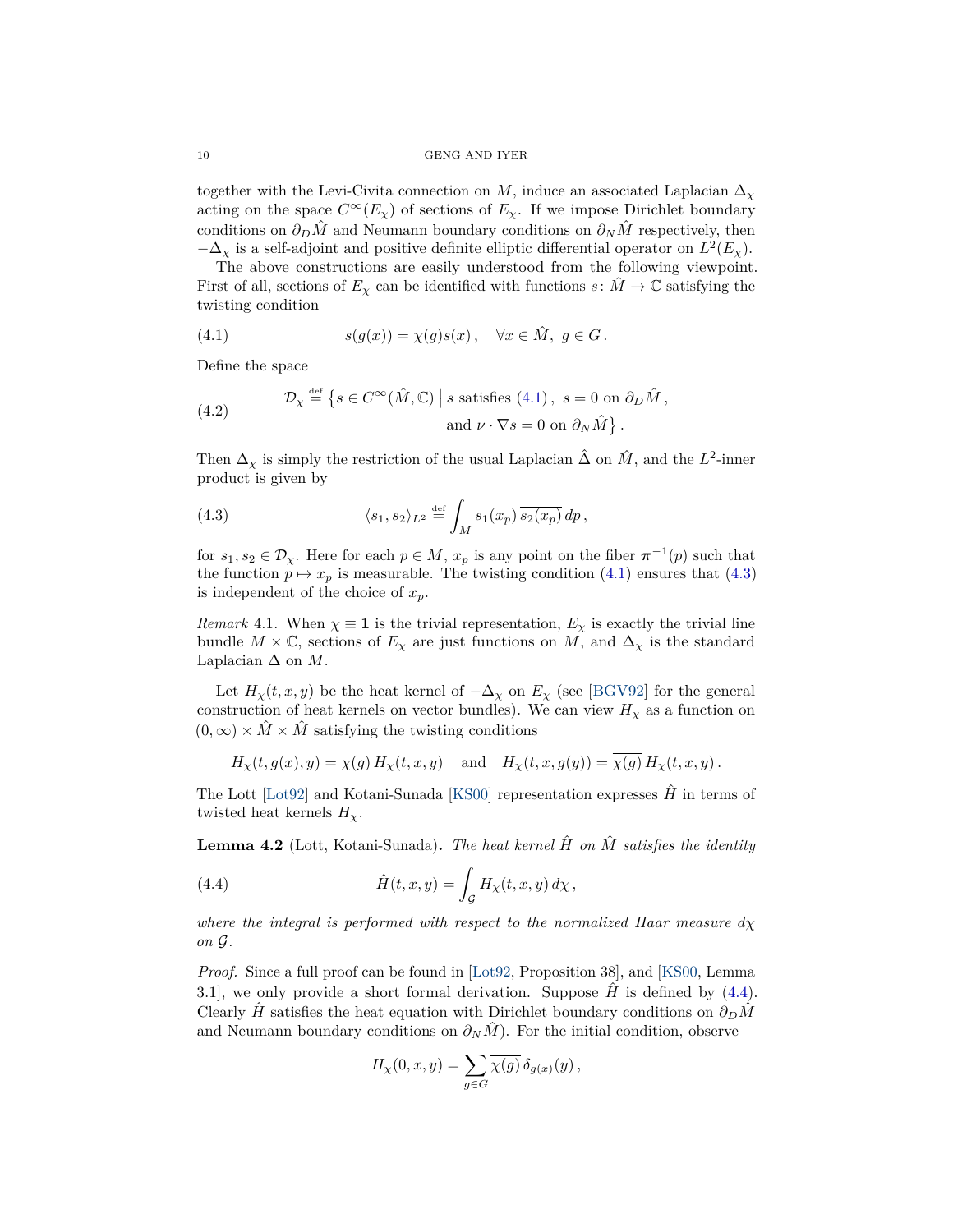together with the Levi-Civita connection on $M$, induce an associated Laplacian $\Delta_\chi$ acting on the space $C^\infty(E_\chi)$ of sections of $E_\chi$. If we impose Dirichlet boundary conditions on $\partial_D \hat{M}$ and Neumann boundary conditions on $\partial_N \hat{M}$ respectively, then $-\Delta_\chi$ is a self-adjoint and positive definite elliptic differential operator on $L^2(E_\chi)$.

The above constructions are easily understood from the following viewpoint. First of all, sections of $E_\chi$ can be identified with functions $s\colon \hat{M} \to \mathbb{C}$ satisfying the twisting condition

$$s(g(x)) = \chi(g) s(x) \,, \quad \forall x \in \hat{M},\ g \in G \,. \tag{4.1}$$

Define the space

$$\mathcal{D}_\chi \stackrel{\text{def}}{=} \big\{ s \in C^\infty(\hat{M}, \mathbb{C}) \,\big|\, s \text{ satisfies (4.1)},\ s = 0 \text{ on } \partial_D \hat{M}\,, \\ \text{and } \nu \cdot \nabla s = 0 \text{ on } \partial_N \hat{M} \big\} \,. \tag{4.2}$$

Then $\Delta_\chi$ is simply the restriction of the usual Laplacian $\hat{\Delta}$ on $\hat{M}$, and the $L^2$-inner product is given by

$$\langle s_1, s_2 \rangle_{L^2} \stackrel{\text{def}}{=} \int_M s_1(x_p)\, \overline{s_2(x_p)}\, dp \,, \tag{4.3}$$

for $s_1, s_2 \in \mathcal{D}_\chi$. Here for each $p \in M$, $x_p$ is any point on the fiber $\boldsymbol{\pi}^{-1}(p)$ such that the function $p \mapsto x_p$ is measurable. The twisting condition (4.1) ensures that (4.3) is independent of the choice of $x_p$.

*Remark* 4.1. When $\chi \equiv \mathbf{1}$ is the trivial representation, $E_\chi$ is exactly the trivial line bundle $M \times \mathbb{C}$, sections of $E_\chi$ are just functions on $M$, and $\Delta_\chi$ is the standard Laplacian $\Delta$ on $M$.

Let $H_\chi(t, x, y)$ be the heat kernel of $-\Delta_\chi$ on $E_\chi$ (see [BGV92] for the general construction of heat kernels on vector bundles). We can view $H_\chi$ as a function on $(0, \infty) \times \hat{M} \times \hat{M}$ satisfying the twisting conditions

$$H_\chi(t, g(x), y) = \chi(g)\, H_\chi(t, x, y) \quad \text{and} \quad H_\chi(t, x, g(y)) = \overline{\chi(g)}\, H_\chi(t, x, y) \,.$$

The Lott [Lot92] and Kotani-Sunada [KS00] representation expresses $\hat{H}$ in terms of twisted heat kernels $H_\chi$.

**Lemma 4.2** (Lott, Kotani-Sunada)**.** *The heat kernel $\hat{H}$ on $\hat{M}$ satisfies the identity*

$$\hat{H}(t, x, y) = \int_{\mathcal{G}} H_\chi(t, x, y)\, d\chi \,, \tag{4.4}$$

*where the integral is performed with respect to the normalized Haar measure $d\chi$ on $\mathcal{G}$.*

*Proof.* Since a full proof can be found in [Lot92, Proposition 38], and [KS00, Lemma 3.1], we only provide a short formal derivation. Suppose $\hat{H}$ is defined by (4.4). Clearly $\hat{H}$ satisfies the heat equation with Dirichlet boundary conditions on $\partial_D \hat{M}$ and Neumann boundary conditions on $\partial_N \hat{M}$). For the initial condition, observe

$$H_\chi(0, x, y) = \sum_{g \in G} \overline{\chi(g)}\, \delta_{g(x)}(y) \,,$$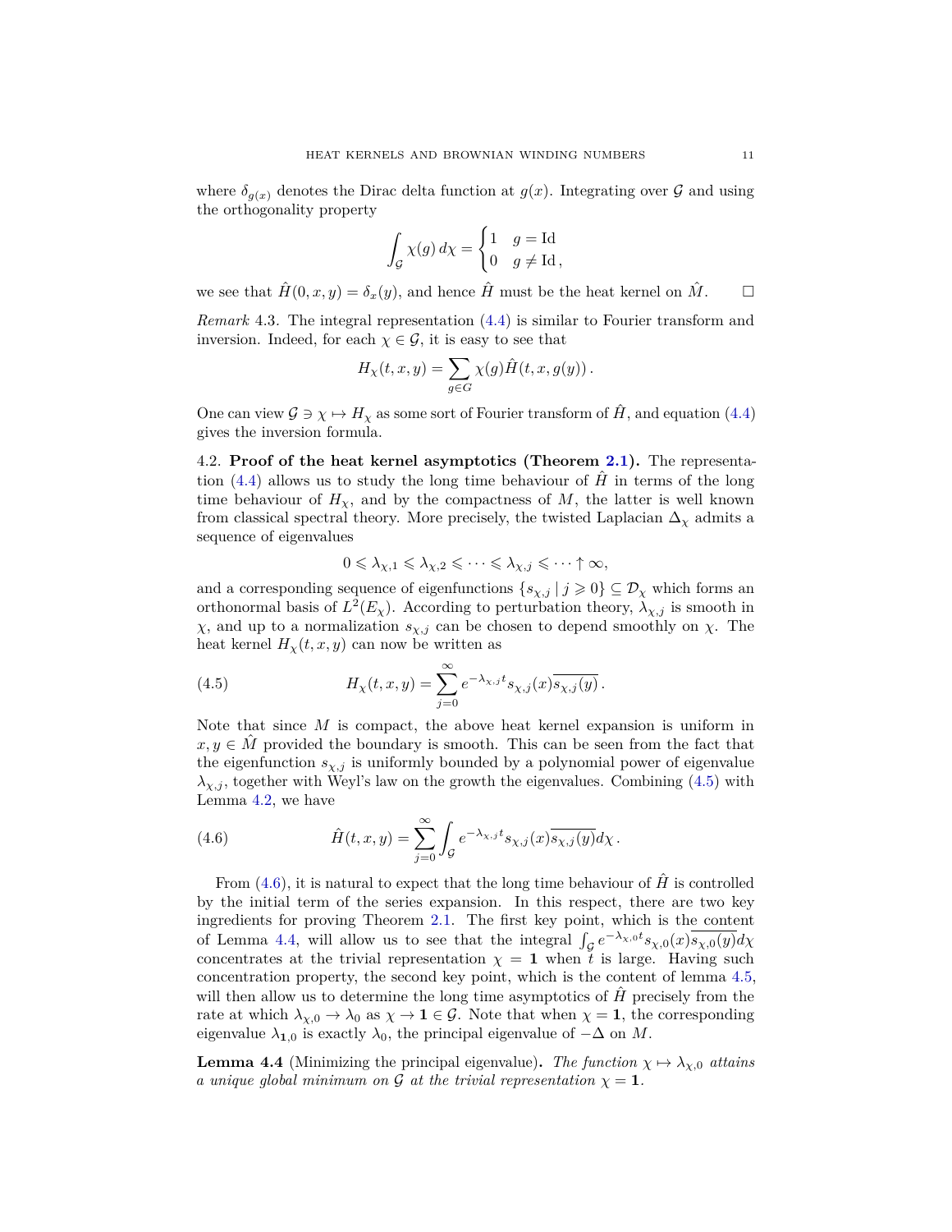where $\delta_{g(x)}$ denotes the Dirac delta function at $g(x)$. Integrating over $\mathcal{G}$ and using the orthogonality property

$$\int_{\mathcal{G}} \chi(g)\, d\chi = \begin{cases} 1 & g = \mathrm{Id} \\ 0 & g \neq \mathrm{Id}\,, \end{cases}$$

we see that $\hat{H}(0, x, y) = \delta_x(y)$, and hence $\hat{H}$ must be the heat kernel on $\hat{M}$. $\square$

*Remark* 4.3. The integral representation (4.4) is similar to Fourier transform and inversion. Indeed, for each $\chi \in \mathcal{G}$, it is easy to see that

$$H_\chi(t, x, y) = \sum_{g \in G} \chi(g) \hat{H}(t, x, g(y))\,.$$

One can view $\mathcal{G} \ni \chi \mapsto H_\chi$ as some sort of Fourier transform of $\hat{H}$, and equation (4.4) gives the inversion formula.

4.2. **Proof of the heat kernel asymptotics (Theorem 2.1).** The representation (4.4) allows us to study the long time behaviour of $\hat{H}$ in terms of the long time behaviour of $H_\chi$, and by the compactness of $M$, the latter is well known from classical spectral theory. More precisely, the twisted Laplacian $\Delta_\chi$ admits a sequence of eigenvalues

$$0 \leqslant \lambda_{\chi,1} \leqslant \lambda_{\chi,2} \leqslant \cdots \leqslant \lambda_{\chi,j} \leqslant \cdots \uparrow \infty,$$

and a corresponding sequence of eigenfunctions $\{s_{\chi,j} \mid j \geqslant 0\} \subseteq \mathcal{D}_\chi$ which forms an orthonormal basis of $L^2(E_\chi)$. According to perturbation theory, $\lambda_{\chi,j}$ is smooth in $\chi$, and up to a normalization $s_{\chi,j}$ can be chosen to depend smoothly on $\chi$. The heat kernel $H_\chi(t, x, y)$ can now be written as

$$H_\chi(t, x, y) = \sum_{j=0}^{\infty} e^{-\lambda_{\chi,j} t} s_{\chi,j}(x) \overline{s_{\chi,j}(y)}\,. \tag{4.5}$$

Note that since $M$ is compact, the above heat kernel expansion is uniform in $x, y \in \hat{M}$ provided the boundary is smooth. This can be seen from the fact that the eigenfunction $s_{\chi,j}$ is uniformly bounded by a polynomial power of eigenvalue $\lambda_{\chi,j}$, together with Weyl's law on the growth the eigenvalues. Combining (4.5) with Lemma 4.2, we have

$$\hat{H}(t, x, y) = \sum_{j=0}^{\infty} \int_{\mathcal{G}} e^{-\lambda_{\chi,j} t} s_{\chi,j}(x) \overline{s_{\chi,j}(y)} d\chi\,. \tag{4.6}$$

From (4.6), it is natural to expect that the long time behaviour of $\hat{H}$ is controlled by the initial term of the series expansion. In this respect, there are two key ingredients for proving Theorem 2.1. The first key point, which is the content of Lemma 4.4, will allow us to see that the integral $\int_{\mathcal{G}} e^{-\lambda_{\chi,0} t} s_{\chi,0}(x) \overline{s_{\chi,0}(y)} d\chi$ concentrates at the trivial representation $\chi = \mathbf{1}$ when $t$ is large. Having such concentration property, the second key point, which is the content of lemma 4.5, will then allow us to determine the long time asymptotics of $\hat{H}$ precisely from the rate at which $\lambda_{\chi,0} \to \lambda_0$ as $\chi \to \mathbf{1} \in \mathcal{G}$. Note that when $\chi = \mathbf{1}$, the corresponding eigenvalue $\lambda_{\mathbf{1},0}$ is exactly $\lambda_0$, the principal eigenvalue of $-\Delta$ on $M$.

**Lemma 4.4** (Minimizing the principal eigenvalue)**.** *The function $\chi \mapsto \lambda_{\chi,0}$ attains a unique global minimum on $\mathcal{G}$ at the trivial representation $\chi = \mathbf{1}$.*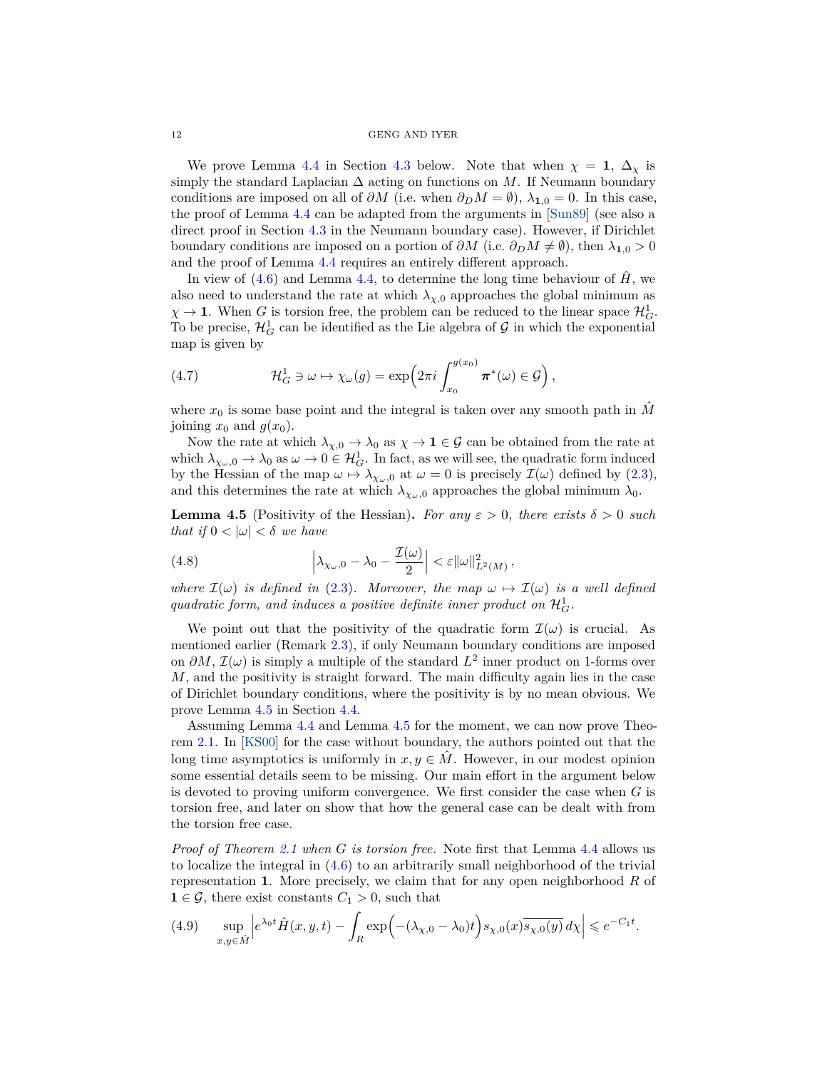We prove Lemma 4.4 in Section 4.3 below. Note that when $\chi = \mathbf{1}$, $\Delta_\chi$ is simply the standard Laplacian $\Delta$ acting on functions on $M$. If Neumann boundary conditions are imposed on all of $\partial M$ (i.e. when $\partial_D M = \emptyset$), $\lambda_{\mathbf{1},0} = 0$. In this case, the proof of Lemma 4.4 can be adapted from the arguments in [Sun89] (see also a direct proof in Section 4.3 in the Neumann boundary case). However, if Dirichlet boundary conditions are imposed on a portion of $\partial M$ (i.e. $\partial_D M \neq \emptyset$), then $\lambda_{\mathbf{1},0} > 0$ and the proof of Lemma 4.4 requires an entirely different approach.

In view of (4.6) and Lemma 4.4, to determine the long time behaviour of $\hat{H}$, we also need to understand the rate at which $\lambda_{\chi,0}$ approaches the global minimum as $\chi \to \mathbf{1}$. When $G$ is torsion free, the problem can be reduced to the linear space $\mathcal{H}^1_G$. To be precise, $\mathcal{H}^1_G$ can be identified as the Lie algebra of $\mathcal{G}$ in which the exponential map is given by

$$\mathcal{H}^1_G \ni \omega \mapsto \chi_\omega(g) = \exp\Big(2\pi i \int_{x_0}^{g(x_0)} \boldsymbol{\pi}^*(\omega) \in \mathcal{G}\Big)\,, \tag{4.7}$$

where $x_0$ is some base point and the integral is taken over any smooth path in $\hat{M}$ joining $x_0$ and $g(x_0)$.

Now the rate at which $\lambda_{\chi,0} \to \lambda_0$ as $\chi \to \mathbf{1} \in \mathcal{G}$ can be obtained from the rate at which $\lambda_{\chi_\omega,0} \to \lambda_0$ as $\omega \to 0 \in \mathcal{H}^1_G$. In fact, as we will see, the quadratic form induced by the Hessian of the map $\omega \mapsto \lambda_{\chi_\omega,0}$ at $\omega = 0$ is precisely $\mathcal{I}(\omega)$ defined by (2.3), and this determines the rate at which $\lambda_{\chi_\omega,0}$ approaches the global minimum $\lambda_0$.

**Lemma 4.5** (Positivity of the Hessian). *For any $\varepsilon > 0$, there exists $\delta > 0$ such that if $0 < |\omega| < \delta$ we have*

$$\Big|\lambda_{\chi_\omega,0} - \lambda_0 - \frac{\mathcal{I}(\omega)}{2}\Big| < \varepsilon \|\omega\|^2_{L^2(M)}\,, \tag{4.8}$$

*where $\mathcal{I}(\omega)$ is defined in (2.3). Moreover, the map $\omega \mapsto \mathcal{I}(\omega)$ is a well defined quadratic form, and induces a positive definite inner product on $\mathcal{H}^1_G$.*

We point out that the positivity of the quadratic form $\mathcal{I}(\omega)$ is crucial. As mentioned earlier (Remark 2.3), if only Neumann boundary conditions are imposed on $\partial M$, $\mathcal{I}(\omega)$ is simply a multiple of the standard $L^2$ inner product on 1-forms over $M$, and the positivity is straight forward. The main difficulty again lies in the case of Dirichlet boundary conditions, where the positivity is by no mean obvious. We prove Lemma 4.5 in Section 4.4.

Assuming Lemma 4.4 and Lemma 4.5 for the moment, we can now prove Theorem 2.1. In [KS00] for the case without boundary, the authors pointed out that the long time asymptotics is uniformly in $x, y \in \hat{M}$. However, in our modest opinion some essential details seem to be missing. Our main effort in the argument below is devoted to proving uniform convergence. We first consider the case when $G$ is torsion free, and later on show that how the general case can be dealt with from the torsion free case.

*Proof of Theorem 2.1 when $G$ is torsion free.* Note first that Lemma 4.4 allows us to localize the integral in (4.6) to an arbitrarily small neighborhood of the trivial representation $\mathbf{1}$. More precisely, we claim that for any open neighborhood $R$ of $\mathbf{1} \in \mathcal{G}$, there exist constants $C_1 > 0$, such that

$$\sup_{x,y \in \hat{M}} \Big| e^{\lambda_0 t} \hat{H}(x,y,t) - \int_R \exp\Big(-(\lambda_{\chi,0} - \lambda_0)t\Big) s_{\chi,0}(x) \overline{s_{\chi,0}(y)}\, d\chi \Big| \leqslant e^{-C_1 t}. \tag{4.9}$$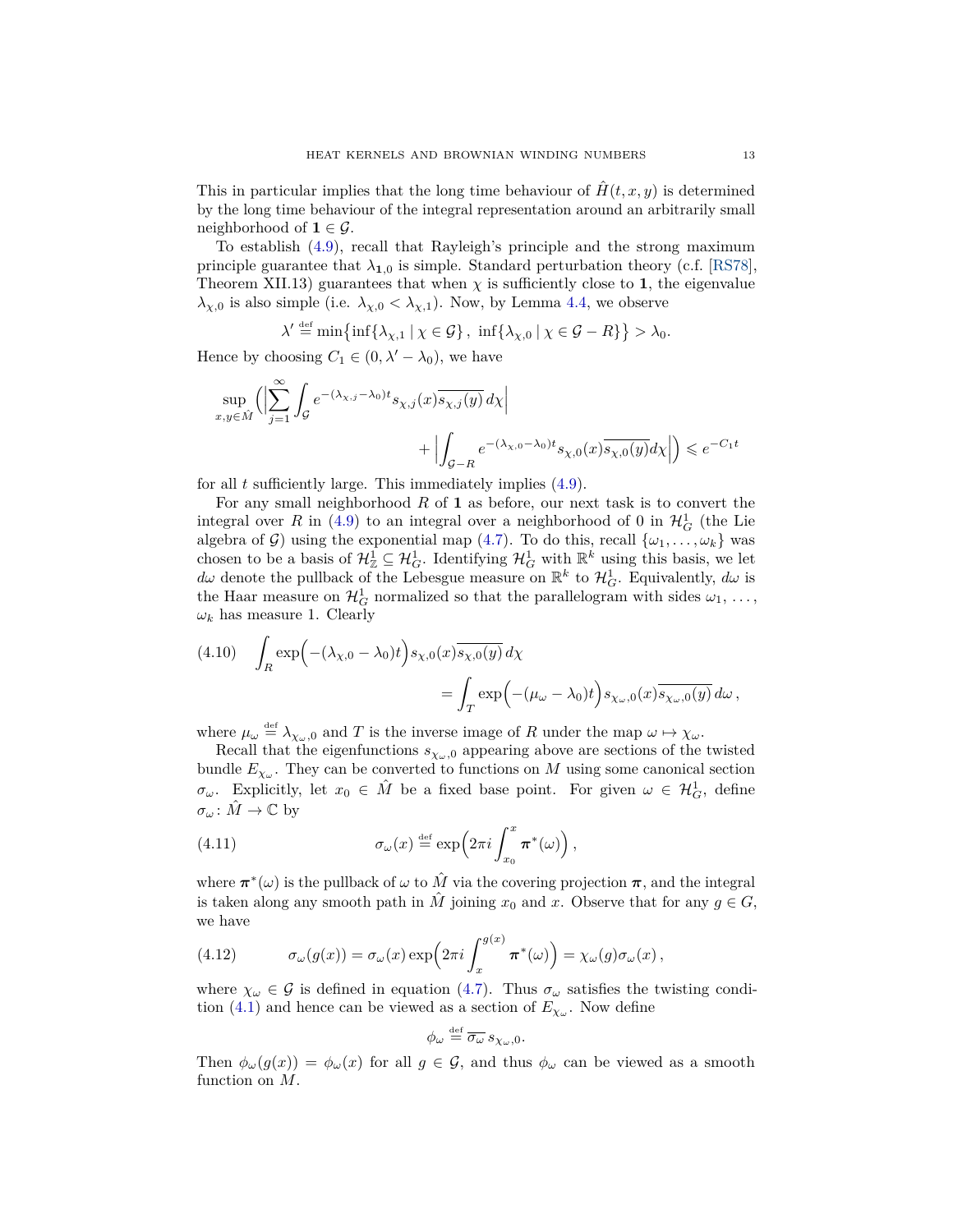This in particular implies that the long time behaviour of $\hat{H}(t, x, y)$ is determined by the long time behaviour of the integral representation around an arbitrarily small neighborhood of $\mathbf{1} \in \mathcal{G}$.

To establish (4.9), recall that Rayleigh's principle and the strong maximum principle guarantee that $\lambda_{\mathbf{1},0}$ is simple. Standard perturbation theory (c.f. [RS78], Theorem XII.13) guarantees that when $\chi$ is sufficiently close to $\mathbf{1}$, the eigenvalue $\lambda_{\chi,0}$ is also simple (i.e. $\lambda_{\chi,0} < \lambda_{\chi,1}$). Now, by Lemma 4.4, we observe

$$\lambda' \stackrel{\text{def}}{=} \min\bigl\{\inf\{\lambda_{\chi,1} \mid \chi \in \mathcal{G}\},\ \inf\{\lambda_{\chi,0} \mid \chi \in \mathcal{G} - R\}\bigr\} > \lambda_0.$$

Hence by choosing $C_1 \in (0, \lambda' - \lambda_0)$, we have

$$\sup_{x,y \in \hat{M}} \Bigl( \Bigl| \sum_{j=1}^{\infty} \int_{\mathcal{G}} e^{-(\lambda_{\chi,j} - \lambda_0)t} s_{\chi,j}(x) \overline{s_{\chi,j}(y)}\, d\chi \Bigr| + \Bigl| \int_{\mathcal{G} - R} e^{-(\lambda_{\chi,0} - \lambda_0)t} s_{\chi,0}(x) \overline{s_{\chi,0}(y)} d\chi \Bigr| \Bigr) \leqslant e^{-C_1 t}$$

for all $t$ sufficiently large. This immediately implies (4.9).

For any small neighborhood $R$ of $\mathbf{1}$ as before, our next task is to convert the integral over $R$ in (4.9) to an integral over a neighborhood of 0 in $\mathcal{H}^1_G$ (the Lie algebra of $\mathcal{G}$) using the exponential map (4.7). To do this, recall $\{\omega_1, \dots, \omega_k\}$ was chosen to be a basis of $\mathcal{H}^1_{\mathbb{Z}} \subseteq \mathcal{H}^1_G$. Identifying $\mathcal{H}^1_G$ with $\mathbb{R}^k$ using this basis, we let $d\omega$ denote the pullback of the Lebesgue measure on $\mathbb{R}^k$ to $\mathcal{H}^1_G$. Equivalently, $d\omega$ is the Haar measure on $\mathcal{H}^1_G$ normalized so that the parallelogram with sides $\omega_1, \dots, \omega_k$ has measure 1. Clearly

$$\int_R \exp\Bigl(-(\lambda_{\chi,0} - \lambda_0)t\Bigr) s_{\chi,0}(x) \overline{s_{\chi,0}(y)}\, d\chi = \int_T \exp\Bigl(-(\mu_\omega - \lambda_0)t\Bigr) s_{\chi_\omega,0}(x) \overline{s_{\chi_\omega,0}(y)}\, d\omega\,, \tag{4.10}$$

where $\mu_\omega \stackrel{\text{def}}{=} \lambda_{\chi_\omega,0}$ and $T$ is the inverse image of $R$ under the map $\omega \mapsto \chi_\omega$.

Recall that the eigenfunctions $s_{\chi_\omega,0}$ appearing above are sections of the twisted bundle $E_{\chi_\omega}$. They can be converted to functions on $M$ using some canonical section $\sigma_\omega$. Explicitly, let $x_0 \in \hat{M}$ be a fixed base point. For given $\omega \in \mathcal{H}^1_G$, define $\sigma_\omega \colon \hat{M} \to \mathbb{C}$ by

$$\sigma_\omega(x) \stackrel{\text{def}}{=} \exp\Bigl(2\pi i \int_{x_0}^{x} \boldsymbol{\pi}^*(\omega)\Bigr)\,, \tag{4.11}$$

where $\boldsymbol{\pi}^*(\omega)$ is the pullback of $\omega$ to $\hat{M}$ via the covering projection $\boldsymbol{\pi}$, and the integral is taken along any smooth path in $\hat{M}$ joining $x_0$ and $x$. Observe that for any $g \in G$, we have

$$\sigma_\omega(g(x)) = \sigma_\omega(x) \exp\Bigl(2\pi i \int_x^{g(x)} \boldsymbol{\pi}^*(\omega)\Bigr) = \chi_\omega(g) \sigma_\omega(x)\,, \tag{4.12}$$

where $\chi_\omega \in \mathcal{G}$ is defined in equation (4.7). Thus $\sigma_\omega$ satisfies the twisting condition (4.1) and hence can be viewed as a section of $E_{\chi_\omega}$. Now define

$$\phi_\omega \stackrel{\text{def}}{=} \overline{\sigma_\omega}\, s_{\chi_\omega,0}.$$

Then $\phi_\omega(g(x)) = \phi_\omega(x)$ for all $g \in \mathcal{G}$, and thus $\phi_\omega$ can be viewed as a smooth function on $M$.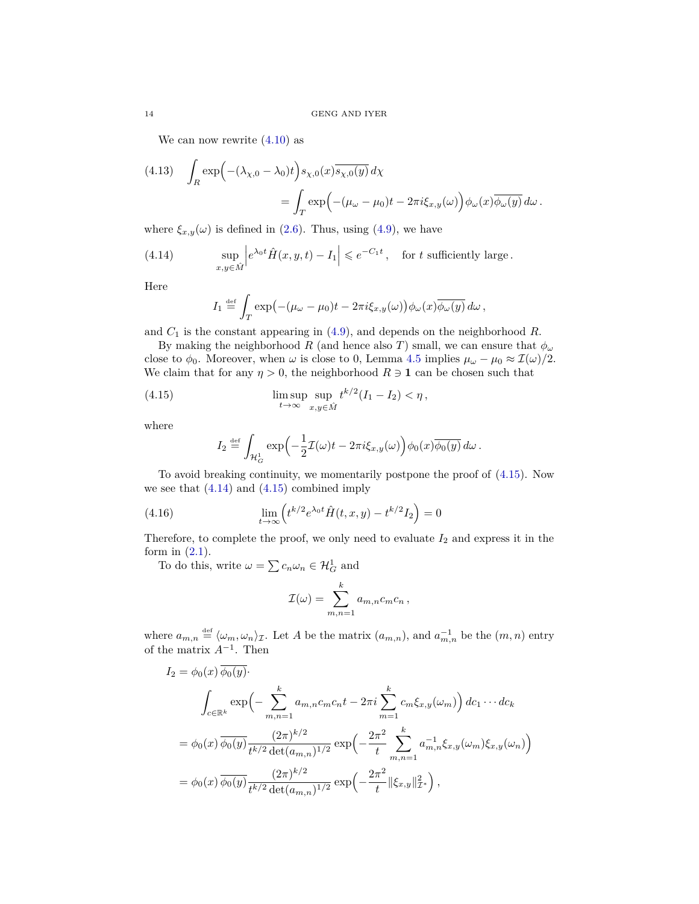We can now rewrite (4.10) as

$$\int_R \exp\Big(-(\lambda_{\chi,0}-\lambda_0)t\Big) s_{\chi,0}(x)\overline{s_{\chi,0}(y)}\,d\chi = \int_T \exp\Big(-(\mu_\omega-\mu_0)t - 2\pi i \xi_{x,y}(\omega)\Big)\phi_\omega(x)\overline{\phi_\omega(y)}\,d\omega\,. \tag{4.13}$$

where $\xi_{x,y}(\omega)$ is defined in (2.6). Thus, using (4.9), we have

$$\sup_{x,y\in\hat{M}}\Big|e^{\lambda_0 t}\hat{H}(x,y,t) - I_1\Big| \leqslant e^{-C_1 t}\,, \quad \text{for } t \text{ sufficiently large}\,. \tag{4.14}$$

Here

$$I_1 \stackrel{\text{def}}{=} \int_T \exp\big(-(\mu_\omega-\mu_0)t - 2\pi i\xi_{x,y}(\omega)\big)\phi_\omega(x)\overline{\phi_\omega(y)}\,d\omega\,,$$

and $C_1$ is the constant appearing in (4.9), and depends on the neighborhood $R$.

By making the neighborhood $R$ (and hence also $T$) small, we can ensure that $\phi_\omega$ close to $\phi_0$. Moreover, when $\omega$ is close to 0, Lemma 4.5 implies $\mu_\omega - \mu_0 \approx \mathcal{I}(\omega)/2$. We claim that for any $\eta > 0$, the neighborhood $R \ni \mathbf{1}$ can be chosen such that

$$\limsup_{t\to\infty}\sup_{x,y\in\hat{M}} t^{k/2}(I_1 - I_2) < \eta\,, \tag{4.15}$$

where

$$I_2 \stackrel{\text{def}}{=} \int_{\mathcal{H}^1_G} \exp\Big(-\frac{1}{2}\mathcal{I}(\omega)t - 2\pi i\xi_{x,y}(\omega)\Big)\phi_0(x)\overline{\phi_0(y)}\,d\omega\,.$$

To avoid breaking continuity, we momentarily postpone the proof of (4.15). Now we see that (4.14) and (4.15) combined imply

$$\lim_{t\to\infty}\Big(t^{k/2}e^{\lambda_0 t}\hat{H}(t,x,y) - t^{k/2}I_2\Big) = 0 \tag{4.16}$$

Therefore, to complete the proof, we only need to evaluate $I_2$ and express it in the form in (2.1).

To do this, write $\omega = \sum c_n\omega_n \in \mathcal{H}^1_G$ and

$$\mathcal{I}(\omega) = \sum_{m,n=1}^k a_{m,n}c_m c_n\,,$$

where $a_{m,n} \stackrel{\text{def}}{=} \langle\omega_m,\omega_n\rangle_{\mathcal{I}}$. Let $A$ be the matrix $(a_{m,n})$, and $a^{-1}_{m,n}$ be the $(m,n)$ entry of the matrix $A^{-1}$. Then

$$\begin{aligned}
I_2 &= \phi_0(x)\,\overline{\phi_0(y)}\cdot \\
&\qquad \int_{c\in\mathbb{R}^k}\exp\Big(-\sum_{m,n=1}^k a_{m,n}c_m c_n t - 2\pi i\sum_{m=1}^k c_m\xi_{x,y}(\omega_m)\Big)\,dc_1\cdots dc_k \\
&= \phi_0(x)\,\overline{\phi_0(y)}\frac{(2\pi)^{k/2}}{t^{k/2}\det(a_{m,n})^{1/2}}\exp\Big(-\frac{2\pi^2}{t}\sum_{m,n=1}^k a^{-1}_{m,n}\xi_{x,y}(\omega_m)\xi_{x,y}(\omega_n)\Big) \\
&= \phi_0(x)\,\overline{\phi_0(y)}\frac{(2\pi)^{k/2}}{t^{k/2}\det(a_{m,n})^{1/2}}\exp\Big(-\frac{2\pi^2}{t}\|\xi_{x,y}\|^2_{\mathcal{I}^*}\Big)\,,
\end{aligned}$$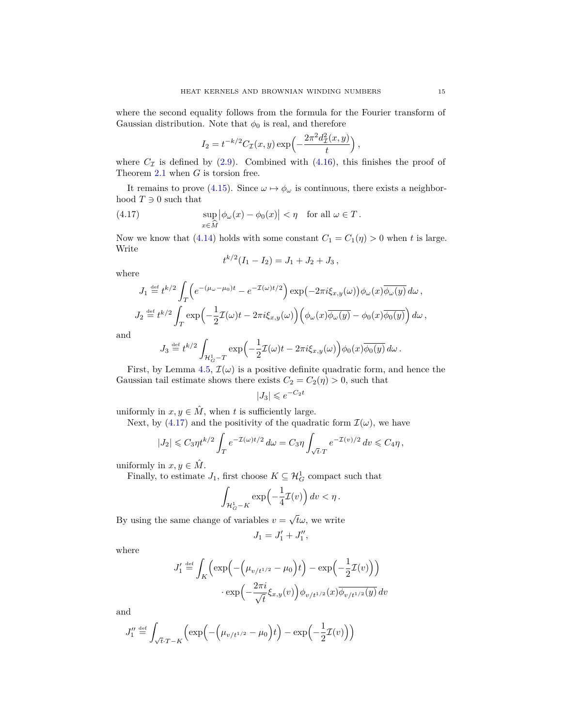where the second equality follows from the formula for the Fourier transform of Gaussian distribution. Note that $\phi_0$ is real, and therefore

$$I_2 = t^{-k/2} C_{\mathcal{I}}(x,y) \exp\Big(-\frac{2\pi^2 d_{\mathcal{I}}^2(x,y)}{t}\Big)\,,$$

where $C_{\mathcal{I}}$ is defined by (2.9). Combined with (4.16), this finishes the proof of Theorem 2.1 when $G$ is torsion free.

It remains to prove (4.15). Since $\omega \mapsto \phi_\omega$ is continuous, there exists a neighborhood $T \ni 0$ such that

$$\sup_{x \in \widehat{M}} \big|\phi_\omega(x) - \phi_0(x)\big| < \eta \quad \text{for all } \omega \in T\,. \tag{4.17}$$

Now we know that (4.14) holds with some constant $C_1 = C_1(\eta) > 0$ when $t$ is large. Write

$$t^{k/2}(I_1 - I_2) = J_1 + J_2 + J_3\,,$$

where

$$J_1 \stackrel{\text{def}}{=} t^{k/2} \int_T \Big(e^{-(\mu_\omega - \mu_0)t} - e^{-\mathcal{I}(\omega)t/2}\Big) \exp\big(-2\pi i \xi_{x,y}(\omega)\big) \phi_\omega(x) \overline{\phi_\omega(y)}\, d\omega\,,$$

$$J_2 \stackrel{\text{def}}{=} t^{k/2} \int_T \exp\Big(-\frac{1}{2}\mathcal{I}(\omega)t - 2\pi i \xi_{x,y}(\omega)\Big) \Big(\phi_\omega(x)\overline{\phi_\omega(y)} - \phi_0(x)\overline{\phi_0(y)}\Big)\, d\omega\,,$$

and

$$J_3 \stackrel{\text{def}}{=} t^{k/2} \int_{\mathcal{H}_G^1 - T} \exp\Big(-\frac{1}{2}\mathcal{I}(\omega)t - 2\pi i \xi_{x,y}(\omega)\Big) \phi_0(x)\overline{\phi_0(y)}\, d\omega\,.$$

First, by Lemma 4.5, $\mathcal{I}(\omega)$ is a positive definite quadratic form, and hence the Gaussian tail estimate shows there exists $C_2 = C_2(\eta) > 0$, such that

$$|J_3| \leqslant e^{-C_2 t}$$

uniformly in $x, y \in \hat{M}$, when $t$ is sufficiently large.

Next, by (4.17) and the positivity of the quadratic form $\mathcal{I}(\omega)$, we have

$$|J_2| \leqslant C_3 \eta t^{k/2} \int_T e^{-\mathcal{I}(\omega)t/2}\, d\omega = C_3 \eta \int_{\sqrt{t}\cdot T} e^{-\mathcal{I}(v)/2}\, dv \leqslant C_4 \eta\,,$$

uniformly in $x, y \in \hat{M}$.

Finally, to estimate $J_1$, first choose $K \subseteq \mathcal{H}_G^1$ compact such that

$$\int_{\mathcal{H}_G^1 - K} \exp\Big(-\frac{1}{4}\mathcal{I}(v)\Big)\, dv < \eta\,.$$

By using the same change of variables $v = \sqrt{t}\omega$, we write

$$J_1 = J_1' + J_1'',$$

where

$$J_1' \stackrel{\text{def}}{=} \int_K \Big(\exp\Big(-\Big(\mu_{v/t^{1/2}} - \mu_0\Big)t\Big) - \exp\Big(-\frac{1}{2}\mathcal{I}(v)\Big)\Big) \cdot \exp\Big(-\frac{2\pi i}{\sqrt{t}} \xi_{x,y}(v)\Big) \phi_{v/t^{1/2}}(x) \overline{\phi_{v/t^{1/2}}(y)}\, dv$$

and

$$J_1'' \stackrel{\text{def}}{=} \int_{\sqrt{t}\cdot T - K} \Big(\exp\Big(-\Big(\mu_{v/t^{1/2}} - \mu_0\Big)t\Big) - \exp\Big(-\frac{1}{2}\mathcal{I}(v)\Big)\Big)$$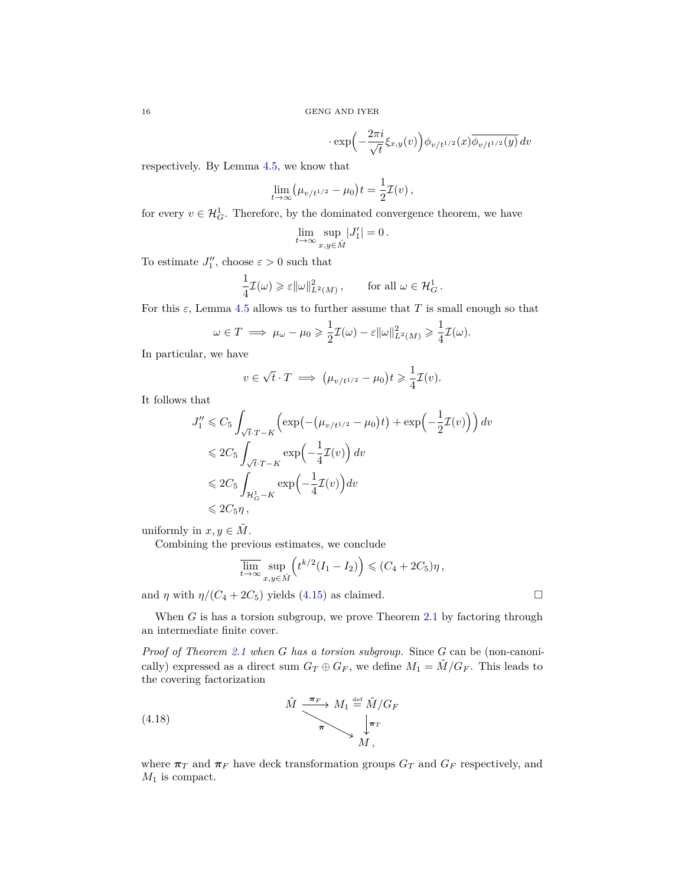$$\cdot \exp\Big(-\frac{2\pi i}{\sqrt{t}}\xi_{x,y}(v)\Big)\phi_{v/t^{1/2}}(x)\overline{\phi_{v/t^{1/2}}(y)}\,dv$$

respectively. By Lemma 4.5, we know that

$$\lim_{t\to\infty}\big(\mu_{v/t^{1/2}} - \mu_0\big)t = \frac{1}{2}\mathcal{I}(v)\,,$$

for every $v \in \mathcal{H}^1_G$. Therefore, by the dominated convergence theorem, we have

$$\lim_{t\to\infty}\sup_{x,y\in\hat{M}}|J_1'| = 0\,.$$

To estimate $J_1''$, choose $\varepsilon > 0$ such that

$$\frac{1}{4}\mathcal{I}(\omega) \geqslant \varepsilon\|\omega\|^2_{L^2(M)}\,, \qquad \text{for all } \omega \in \mathcal{H}^1_G\,.$$

For this $\varepsilon$, Lemma 4.5 allows us to further assume that $T$ is small enough so that

$$\omega \in T \implies \mu_\omega - \mu_0 \geqslant \frac{1}{2}\mathcal{I}(\omega) - \varepsilon\|\omega\|^2_{L^2(M)} \geqslant \frac{1}{4}\mathcal{I}(\omega).$$

In particular, we have

$$v \in \sqrt{t}\cdot T \implies \big(\mu_{v/t^{1/2}} - \mu_0\big)t \geqslant \frac{1}{4}\mathcal{I}(v).$$

It follows that

$$\begin{aligned}
J_1'' &\leqslant C_5 \int_{\sqrt{t}\cdot T - K}\Big(\exp\big(-\big(\mu_{v/t^{1/2}} - \mu_0\big)t\big) + \exp\Big(-\frac{1}{2}\mathcal{I}(v)\Big)\Big)\,dv\\
&\leqslant 2C_5 \int_{\sqrt{t}\cdot T - K}\exp\Big(-\frac{1}{4}\mathcal{I}(v)\Big)\,dv\\
&\leqslant 2C_5 \int_{\mathcal{H}^1_G - K}\exp\Big(-\frac{1}{4}\mathcal{I}(v)\Big)dv\\
&\leqslant 2C_5\eta\,,
\end{aligned}$$

uniformly in $x, y \in \hat{M}$.

Combining the previous estimates, we conclude

$$\varlimsup_{t\to\infty}\sup_{x,y\in\hat{M}}\Big(t^{k/2}(I_1 - I_2)\Big) \leqslant (C_4 + 2C_5)\eta\,,$$

and $\eta$ with $\eta/(C_4 + 2C_5)$ yields (4.15) as claimed. $\square$

When $G$ is has a torsion subgroup, we prove Theorem 2.1 by factoring through an intermediate finite cover.

*Proof of Theorem 2.1 when $G$ has a torsion subgroup.* Since $G$ can be (non-canonically) expressed as a direct sum $G_T \oplus G_F$, we define $M_1 = \hat{M}/G_F$. This leads to the covering factorization

$$\begin{array}{ccc}
\hat{M} & \xrightarrow{\ \boldsymbol{\pi}_F\ } & M_1 \overset{\text{def}}{=} \hat{M}/G_F\\
 & \searrow^{\boldsymbol{\pi}} & \big\downarrow \boldsymbol{\pi}_T\\
 & & M\,,
\end{array} \tag{4.18}$$

where $\boldsymbol{\pi}_T$ and $\boldsymbol{\pi}_F$ have deck transformation groups $G_T$ and $G_F$ respectively, and $M_1$ is compact.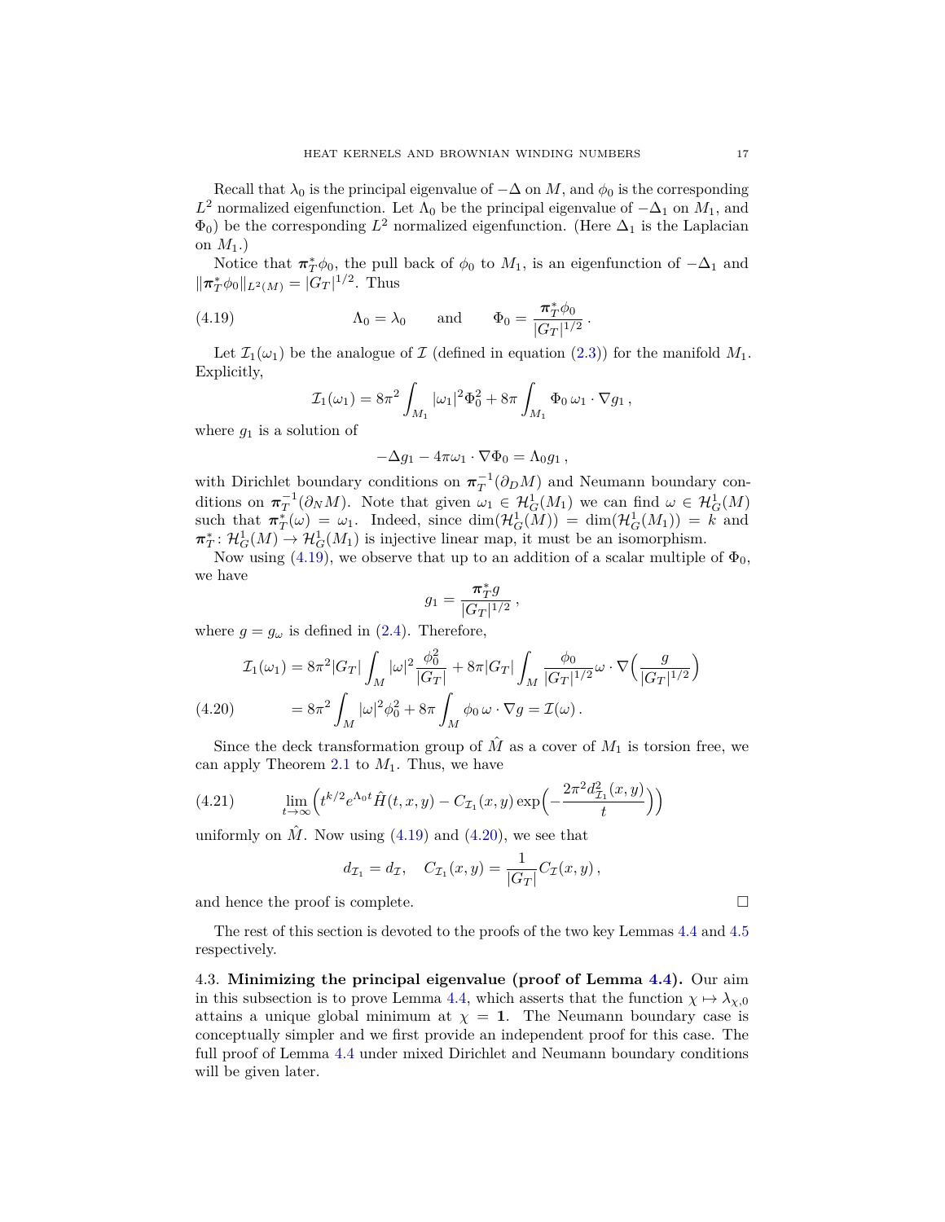Recall that $\lambda_0$ is the principal eigenvalue of $-\Delta$ on $M$, and $\phi_0$ is the corresponding $L^2$ normalized eigenfunction. Let $\Lambda_0$ be the principal eigenvalue of $-\Delta_1$ on $M_1$, and $\Phi_0$) be the corresponding $L^2$ normalized eigenfunction. (Here $\Delta_1$ is the Laplacian on $M_1$.)

Notice that $\boldsymbol{\pi}_T^* \phi_0$, the pull back of $\phi_0$ to $M_1$, is an eigenfunction of $-\Delta_1$ and $\|\boldsymbol{\pi}_T^* \phi_0\|_{L^2(M)} = |G_T|^{1/2}$. Thus

$$\Lambda_0 = \lambda_0 \qquad \text{and} \qquad \Phi_0 = \frac{\boldsymbol{\pi}_T^* \phi_0}{|G_T|^{1/2}} \,. \tag{4.19}$$

Let $\mathcal{I}_1(\omega_1)$ be the analogue of $\mathcal{I}$ (defined in equation (2.3)) for the manifold $M_1$. Explicitly,

$$\mathcal{I}_1(\omega_1) = 8\pi^2 \int_{M_1} |\omega_1|^2 \Phi_0^2 + 8\pi \int_{M_1} \Phi_0 \, \omega_1 \cdot \nabla g_1 \,,$$

where $g_1$ is a solution of

$$-\Delta g_1 - 4\pi \omega_1 \cdot \nabla \Phi_0 = \Lambda_0 g_1 \,,$$

with Dirichlet boundary conditions on $\boldsymbol{\pi}_T^{-1}(\partial_D M)$ and Neumann boundary conditions on $\boldsymbol{\pi}_T^{-1}(\partial_N M)$. Note that given $\omega_1 \in \mathcal{H}^1_G(M_1)$ we can find $\omega \in \mathcal{H}^1_G(M)$ such that $\boldsymbol{\pi}_T^*(\omega) = \omega_1$. Indeed, since $\dim(\mathcal{H}^1_G(M)) = \dim(\mathcal{H}^1_G(M_1)) = k$ and $\boldsymbol{\pi}_T^* \colon \mathcal{H}^1_G(M) \to \mathcal{H}^1_G(M_1)$ is injective linear map, it must be an isomorphism.

Now using (4.19), we observe that up to an addition of a scalar multiple of $\Phi_0$, we have

$$g_1 = \frac{\boldsymbol{\pi}_T^* g}{|G_T|^{1/2}} \,,$$

where $g = g_\omega$ is defined in (2.4). Therefore,

$$\begin{aligned}
\mathcal{I}_1(\omega_1) &= 8\pi^2 |G_T| \int_M |\omega|^2 \frac{\phi_0^2}{|G_T|} + 8\pi |G_T| \int_M \frac{\phi_0}{|G_T|^{1/2}} \omega \cdot \nabla \Big( \frac{g}{|G_T|^{1/2}} \Big) \\
&= 8\pi^2 \int_M |\omega|^2 \phi_0^2 + 8\pi \int_M \phi_0 \, \omega \cdot \nabla g = \mathcal{I}(\omega) \,.
\end{aligned} \tag{4.20}$$

Since the deck transformation group of $\hat{M}$ as a cover of $M_1$ is torsion free, we can apply Theorem 2.1 to $M_1$. Thus, we have

$$\lim_{t \to \infty} \Big( t^{k/2} e^{\Lambda_0 t} \hat{H}(t, x, y) - C_{\mathcal{I}_1}(x, y) \exp\Big( - \frac{2\pi^2 d^2_{\mathcal{I}_1}(x, y)}{t} \Big) \Big) \tag{4.21}$$

uniformly on $\hat{M}$. Now using (4.19) and (4.20), we see that

$$d_{\mathcal{I}_1} = d_{\mathcal{I}}, \quad C_{\mathcal{I}_1}(x, y) = \frac{1}{|G_T|} C_{\mathcal{I}}(x, y) \,,$$

and hence the proof is complete. $\square$

The rest of this section is devoted to the proofs of the two key Lemmas 4.4 and 4.5 respectively.

4.3. **Minimizing the principal eigenvalue (proof of Lemma 4.4).** Our aim in this subsection is to prove Lemma 4.4, which asserts that the function $\chi \mapsto \lambda_{\chi,0}$ attains a unique global minimum at $\chi = \mathbf{1}$. The Neumann boundary case is conceptually simpler and we first provide an independent proof for this case. The full proof of Lemma 4.4 under mixed Dirichlet and Neumann boundary conditions will be given later.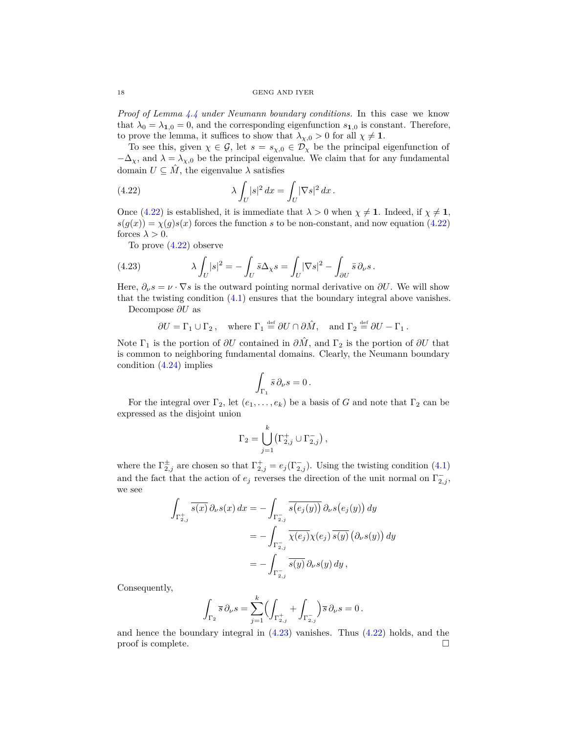*Proof of Lemma 4.4 under Neumann boundary conditions.* In this case we know that $\lambda_0 = \lambda_{\mathbf{1},0} = 0$, and the corresponding eigenfunction $s_{\mathbf{1},0}$ is constant. Therefore, to prove the lemma, it suffices to show that $\lambda_{\chi,0} > 0$ for all $\chi \neq \mathbf{1}$.

To see this, given $\chi \in \mathcal{G}$, let $s = s_{\chi,0} \in \mathcal{D}_\chi$ be the principal eigenfunction of $-\Delta_\chi$, and $\lambda = \lambda_{\chi,0}$ be the principal eigenvalue. We claim that for any fundamental domain $U \subseteq \hat{M}$, the eigenvalue $\lambda$ satisfies

$$\lambda \int_U |s|^2 \, dx = \int_U |\nabla s|^2 \, dx \,. \tag{4.22}$$

Once (4.22) is established, it is immediate that $\lambda > 0$ when $\chi \neq \mathbf{1}$. Indeed, if $\chi \neq \mathbf{1}$, $s(g(x)) = \chi(g)s(x)$ forces the function $s$ to be non-constant, and now equation (4.22) forces $\lambda > 0$.

To prove (4.22) observe

$$\lambda \int_U |s|^2 = -\int_U \bar{s} \Delta_\chi s = \int_U |\nabla s|^2 - \int_{\partial U} \bar{s} \, \partial_\nu s \,. \tag{4.23}$$

Here, $\partial_\nu s = \nu \cdot \nabla s$ is the outward pointing normal derivative on $\partial U$. We will show that the twisting condition (4.1) ensures that the boundary integral above vanishes.

Decompose $\partial U$ as

$$\partial U = \Gamma_1 \cup \Gamma_2 \,, \quad \text{where } \Gamma_1 \stackrel{\text{def}}{=} \partial U \cap \partial \hat{M}, \quad \text{and } \Gamma_2 \stackrel{\text{def}}{=} \partial U - \Gamma_1 \,.$$

Note $\Gamma_1$ is the portion of $\partial U$ contained in $\partial \hat{M}$, and $\Gamma_2$ is the portion of $\partial U$ that is common to neighboring fundamental domains. Clearly, the Neumann boundary condition (4.24) implies

$$\int_{\Gamma_1} \bar{s} \, \partial_\nu s = 0 \,.$$

For the integral over $\Gamma_2$, let $(e_1, \dots, e_k)$ be a basis of $G$ and note that $\Gamma_2$ can be expressed as the disjoint union

$$\Gamma_2 = \bigcup_{j=1}^{k} \left( \Gamma_{2,j}^+ \cup \Gamma_{2,j}^- \right),$$

where the $\Gamma_{2,j}^\pm$ are chosen so that $\Gamma_{2,j}^+ = e_j(\Gamma_{2,j}^-)$. Using the twisting condition (4.1) and the fact that the action of $e_j$ reverses the direction of the unit normal on $\Gamma_{2,j}^-$, we see

$$\begin{aligned}
\int_{\Gamma_{2,j}^+} \overline{s(x)} \, \partial_\nu s(x) \, dx &= -\int_{\Gamma_{2,j}^-} \overline{s\big(e_j(y)\big)} \, \partial_\nu s\big(e_j(y)\big) \, dy \\
&= -\int_{\Gamma_{2,j}^-} \overline{\chi(e_j)} \chi(e_j) \, \overline{s(y)} \, \big(\partial_\nu s(y)\big) \, dy \\
&= -\int_{\Gamma_{2,j}^-} \overline{s(y)} \, \partial_\nu s(y) \, dy \,,
\end{aligned}$$

Consequently,

$$\int_{\Gamma_2} \bar{s} \, \partial_\nu s = \sum_{j=1}^{k} \Big( \int_{\Gamma_{2,j}^+} + \int_{\Gamma_{2,j}^-} \Big) \bar{s} \, \partial_\nu s = 0 \,.$$

and hence the boundary integral in (4.23) vanishes. Thus (4.22) holds, and the proof is complete. $\square$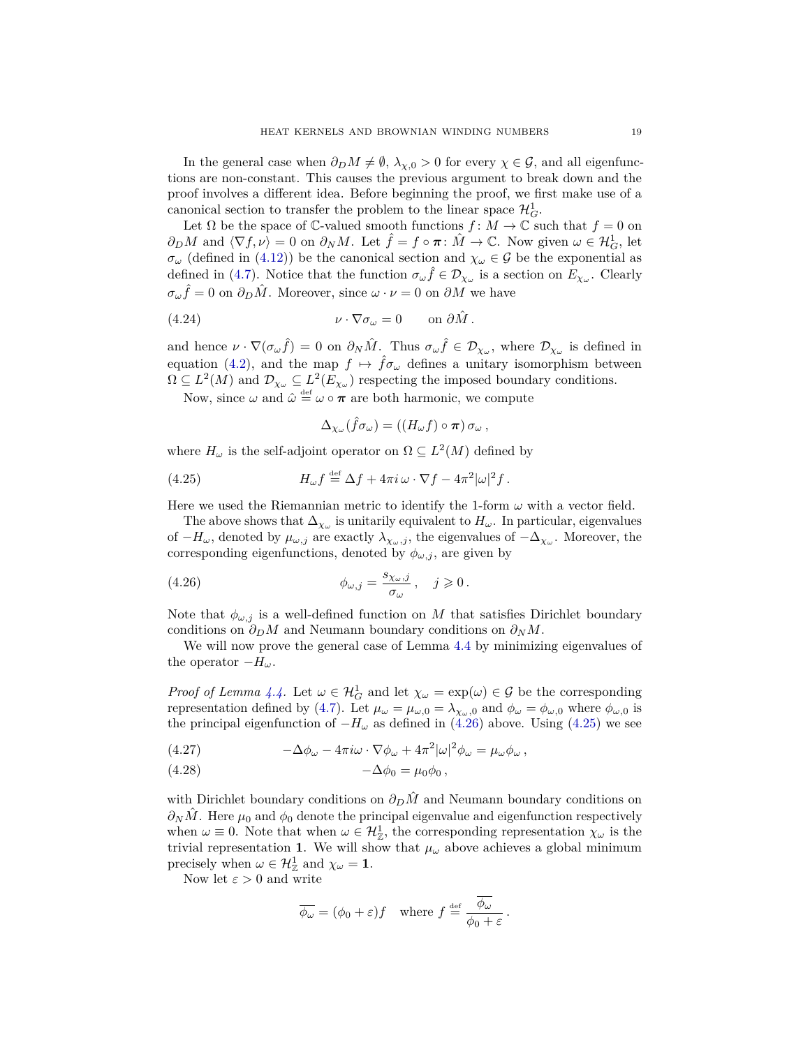In the general case when $\partial_D M \neq \emptyset$, $\lambda_{\chi,0} > 0$ for every $\chi \in \mathcal{G}$, and all eigenfunctions are non-constant. This causes the previous argument to break down and the proof involves a different idea. Before beginning the proof, we first make use of a canonical section to transfer the problem to the linear space $\mathcal{H}^1_G$.

Let $\Omega$ be the space of $\mathbb{C}$-valued smooth functions $f\colon M \to \mathbb{C}$ such that $f = 0$ on $\partial_D M$ and $\langle \nabla f, \nu \rangle = 0$ on $\partial_N M$. Let $\hat{f} = f \circ \boldsymbol{\pi}\colon \hat{M} \to \mathbb{C}$. Now given $\omega \in \mathcal{H}^1_G$, let $\sigma_\omega$ (defined in (4.12)) be the canonical section and $\chi_\omega \in \mathcal{G}$ be the exponential as defined in (4.7). Notice that the function $\sigma_\omega \hat{f} \in \mathcal{D}_{\chi_\omega}$ is a section on $E_{\chi_\omega}$. Clearly $\sigma_\omega \hat{f} = 0$ on $\partial_D \hat{M}$. Moreover, since $\omega \cdot \nu = 0$ on $\partial M$ we have

$$\nu \cdot \nabla \sigma_\omega = 0 \qquad \text{on } \partial \hat{M}\,. \tag{4.24}$$

and hence $\nu \cdot \nabla(\sigma_\omega \hat{f}) = 0$ on $\partial_N \hat{M}$. Thus $\sigma_\omega \hat{f} \in \mathcal{D}_{\chi_\omega}$, where $\mathcal{D}_{\chi_\omega}$ is defined in equation (4.2), and the map $f \mapsto \hat{f}\sigma_\omega$ defines a unitary isomorphism between $\Omega \subseteq L^2(M)$ and $\mathcal{D}_{\chi_\omega} \subseteq L^2(E_{\chi_\omega})$ respecting the imposed boundary conditions.

Now, since $\omega$ and $\hat{\omega} \stackrel{\text{def}}{=} \omega \circ \boldsymbol{\pi}$ are both harmonic, we compute

$$\Delta_{\chi_\omega}(\hat{f}\sigma_\omega) = ((H_\omega f) \circ \boldsymbol{\pi})\, \sigma_\omega\,,$$

where $H_\omega$ is the self-adjoint operator on $\Omega \subseteq L^2(M)$ defined by

$$H_\omega f \stackrel{\text{def}}{=} \Delta f + 4\pi i\, \omega \cdot \nabla f - 4\pi^2 |\omega|^2 f\,. \tag{4.25}$$

Here we used the Riemannian metric to identify the 1-form $\omega$ with a vector field.

The above shows that $\Delta_{\chi_\omega}$ is unitarily equivalent to $H_\omega$. In particular, eigenvalues of $-H_\omega$, denoted by $\mu_{\omega,j}$ are exactly $\lambda_{\chi_\omega,j}$, the eigenvalues of $-\Delta_{\chi_\omega}$. Moreover, the corresponding eigenfunctions, denoted by $\phi_{\omega,j}$, are given by

$$\phi_{\omega,j} = \frac{s_{\chi_\omega,j}}{\sigma_\omega}\,, \quad j \geqslant 0\,. \tag{4.26}$$

Note that $\phi_{\omega,j}$ is a well-defined function on $M$ that satisfies Dirichlet boundary conditions on $\partial_D M$ and Neumann boundary conditions on $\partial_N M$.

We will now prove the general case of Lemma 4.4 by minimizing eigenvalues of the operator $-H_\omega$.

*Proof of Lemma 4.4.* Let $\omega \in \mathcal{H}^1_G$ and let $\chi_\omega = \exp(\omega) \in \mathcal{G}$ be the corresponding representation defined by (4.7). Let $\mu_\omega = \mu_{\omega,0} = \lambda_{\chi_\omega,0}$ and $\phi_\omega = \phi_{\omega,0}$ where $\phi_{\omega,0}$ is the principal eigenfunction of $-H_\omega$ as defined in (4.26) above. Using (4.25) we see

$$-\Delta \phi_\omega - 4\pi i \omega \cdot \nabla \phi_\omega + 4\pi^2 |\omega|^2 \phi_\omega = \mu_\omega \phi_\omega\,, \tag{4.27}$$

$$-\Delta \phi_0 = \mu_0 \phi_0\,, \tag{4.28}$$

with Dirichlet boundary conditions on $\partial_D \hat{M}$ and Neumann boundary conditions on $\partial_N \hat{M}$. Here $\mu_0$ and $\phi_0$ denote the principal eigenvalue and eigenfunction respectively when $\omega \equiv 0$. Note that when $\omega \in \mathcal{H}^1_{\mathbb{Z}}$, the corresponding representation $\chi_\omega$ is the trivial representation $\mathbf{1}$. We will show that $\mu_\omega$ above achieves a global minimum precisely when $\omega \in \mathcal{H}^1_{\mathbb{Z}}$ and $\chi_\omega = \mathbf{1}$.

Now let $\varepsilon > 0$ and write

$$\overline{\phi_\omega} = (\phi_0 + \varepsilon) f \quad \text{where } f \stackrel{\text{def}}{=} \frac{\overline{\phi_\omega}}{\phi_0 + \varepsilon}\,.$$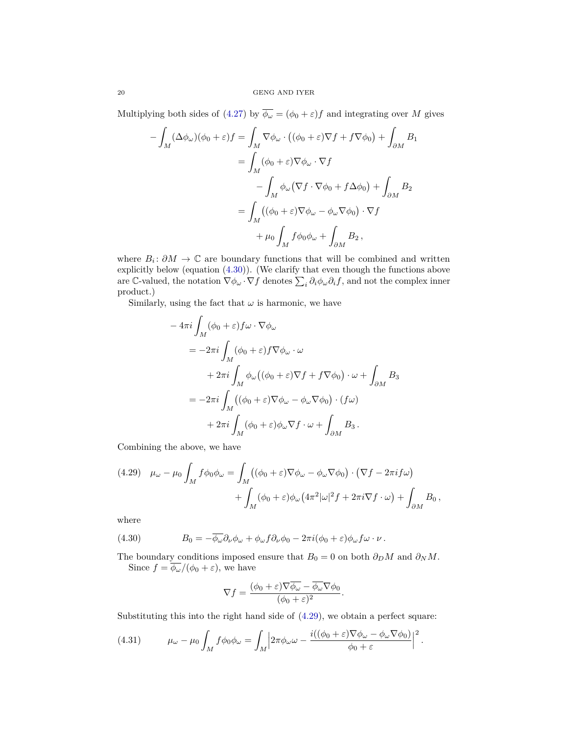Multiplying both sides of (4.27) by $\overline{\phi_\omega} = (\phi_0 + \varepsilon) f$ and integrating over $M$ gives

$$
\begin{aligned}
-\int_M (\Delta \phi_\omega)(\phi_0 + \varepsilon) f &= \int_M \nabla \phi_\omega \cdot \big( (\phi_0 + \varepsilon) \nabla f + f \nabla \phi_0 \big) + \int_{\partial M} B_1 \\
&= \int_M (\phi_0 + \varepsilon) \nabla \phi_\omega \cdot \nabla f \\
&\qquad - \int_M \phi_\omega \big( \nabla f \cdot \nabla \phi_0 + f \Delta \phi_0 \big) + \int_{\partial M} B_2 \\
&= \int_M \big( (\phi_0 + \varepsilon) \nabla \phi_\omega - \phi_\omega \nabla \phi_0 \big) \cdot \nabla f \\
&\qquad + \mu_0 \int_M f \phi_0 \phi_\omega + \int_{\partial M} B_2 \,,
\end{aligned}
$$

where $B_i \colon \partial M \to \mathbb{C}$ are boundary functions that will be combined and written explicitly below (equation (4.30)). (We clarify that even though the functions above are $\mathbb{C}$-valued, the notation $\nabla \phi_\omega \cdot \nabla f$ denotes $\sum_i \partial_i \phi_\omega \partial_i f$, and not the complex inner product.)

Similarly, using the fact that $\omega$ is harmonic, we have

$$
\begin{aligned}
& -4\pi i \int_M (\phi_0 + \varepsilon) f \omega \cdot \nabla \phi_\omega \\
&\quad = -2\pi i \int_M (\phi_0 + \varepsilon) f \nabla \phi_\omega \cdot \omega \\
&\qquad + 2\pi i \int_M \phi_\omega \big( (\phi_0 + \varepsilon) \nabla f + f \nabla \phi_0 \big) \cdot \omega + \int_{\partial M} B_3 \\
&\quad = -2\pi i \int_M \big( (\phi_0 + \varepsilon) \nabla \phi_\omega - \phi_\omega \nabla \phi_0 \big) \cdot (f \omega) \\
&\qquad + 2\pi i \int_M (\phi_0 + \varepsilon) \phi_\omega \nabla f \cdot \omega + \int_{\partial M} B_3 \,.
\end{aligned}
$$

Combining the above, we have

$$
\begin{aligned}
\text{(4.29)} \quad \mu_\omega - \mu_0 \int_M f \phi_0 \phi_\omega &= \int_M \big( (\phi_0 + \varepsilon) \nabla \phi_\omega - \phi_\omega \nabla \phi_0 \big) \cdot \big( \nabla f - 2\pi i f \omega \big) \\
&\quad + \int_M (\phi_0 + \varepsilon) \phi_\omega \big( 4\pi^2 |\omega|^2 f + 2\pi i \nabla f \cdot \omega \big) + \int_{\partial M} B_0 \,,
\end{aligned}
$$

where

$$
\text{(4.30)} \qquad B_0 = -\overline{\phi_\omega} \partial_\nu \phi_\omega + \phi_\omega f \partial_\nu \phi_0 - 2\pi i (\phi_0 + \varepsilon) \phi_\omega f \omega \cdot \nu \,.
$$

The boundary conditions imposed ensure that $B_0 = 0$ on both $\partial_D M$ and $\partial_N M$.

Since $f = \overline{\phi_\omega}/(\phi_0 + \varepsilon)$, we have

$$
\nabla f = \frac{(\phi_0 + \varepsilon) \nabla \overline{\phi_\omega} - \overline{\phi_\omega} \nabla \phi_0}{(\phi_0 + \varepsilon)^2} .
$$

Substituting this into the right hand side of (4.29), we obtain a perfect square:

$$
\text{(4.31)} \qquad \mu_\omega - \mu_0 \int_M f \phi_0 \phi_\omega = \int_M \Big| 2\pi \phi_\omega \omega - \frac{i \big( (\phi_0 + \varepsilon) \nabla \phi_\omega - \phi_\omega \nabla \phi_0 \big)}{\phi_0 + \varepsilon} \Big|^2 .
$$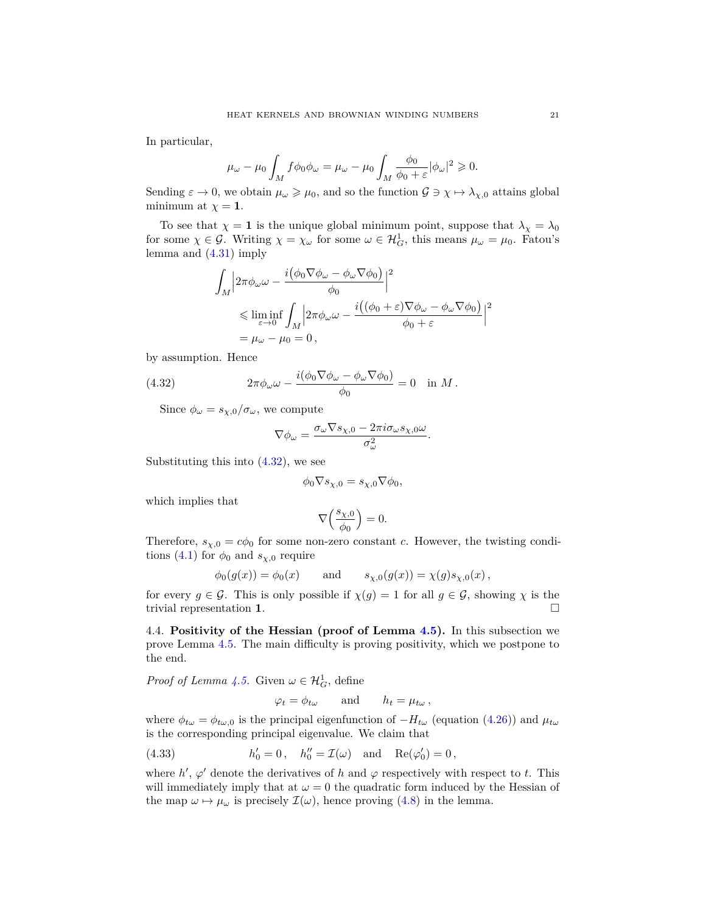In particular,

$$\mu_\omega - \mu_0 \int_M f \phi_0 \phi_\omega = \mu_\omega - \mu_0 \int_M \frac{\phi_0}{\phi_0 + \varepsilon} |\phi_\omega|^2 \geqslant 0.$$

Sending $\varepsilon \to 0$, we obtain $\mu_\omega \geqslant \mu_0$, and so the function $\mathcal{G} \ni \chi \mapsto \lambda_{\chi,0}$ attains global minimum at $\chi = \mathbf{1}$.

To see that $\chi = \mathbf{1}$ is the unique global minimum point, suppose that $\lambda_\chi = \lambda_0$ for some $\chi \in \mathcal{G}$. Writing $\chi = \chi_\omega$ for some $\omega \in \mathcal{H}^1_G$, this means $\mu_\omega = \mu_0$. Fatou's lemma and (4.31) imply

$$\begin{aligned}
\int_M \Big| 2\pi \phi_\omega \omega - \frac{i\big(\phi_0 \nabla \phi_\omega - \phi_\omega \nabla \phi_0\big)}{\phi_0} \Big|^2 \\
&\leqslant \liminf_{\varepsilon \to 0} \int_M \Big| 2\pi \phi_\omega \omega - \frac{i\big((\phi_0 + \varepsilon) \nabla \phi_\omega - \phi_\omega \nabla \phi_0\big)}{\phi_0 + \varepsilon} \Big|^2 \\
&= \mu_\omega - \mu_0 = 0 \,,
\end{aligned}$$

by assumption. Hence

$$2\pi \phi_\omega \omega - \frac{i(\phi_0 \nabla \phi_\omega - \phi_\omega \nabla \phi_0)}{\phi_0} = 0 \quad \text{in } M \,. \tag{4.32}$$

Since $\phi_\omega = s_{\chi,0}/\sigma_\omega$, we compute

$$\nabla \phi_\omega = \frac{\sigma_\omega \nabla s_{\chi,0} - 2\pi i \sigma_\omega s_{\chi,0} \omega}{\sigma_\omega^2}.$$

Substituting this into (4.32), we see

$$\phi_0 \nabla s_{\chi,0} = s_{\chi,0} \nabla \phi_0,$$

which implies that

$$\nabla \Big( \frac{s_{\chi,0}}{\phi_0} \Big) = 0.$$

Therefore, $s_{\chi,0} = c\phi_0$ for some non-zero constant $c$. However, the twisting conditions (4.1) for $\phi_0$ and $s_{\chi,0}$ require

$$\phi_0(g(x)) = \phi_0(x) \qquad \text{and} \qquad s_{\chi,0}(g(x)) = \chi(g) s_{\chi,0}(x) \,,$$

for every $g \in \mathcal{G}$. This is only possible if $\chi(g) = 1$ for all $g \in \mathcal{G}$, showing $\chi$ is the trivial representation $\mathbf{1}$. □

### 4.4. Positivity of the Hessian (proof of Lemma 4.5).

In this subsection we prove Lemma 4.5. The main difficulty is proving positivity, which we postpone to the end.

*Proof of Lemma 4.5.* Given $\omega \in \mathcal{H}^1_G$, define

$$\varphi_t = \phi_{t\omega} \qquad \text{and} \qquad h_t = \mu_{t\omega} \,,$$

where $\phi_{t\omega} = \phi_{t\omega,0}$ is the principal eigenfunction of $-H_{t\omega}$ (equation (4.26)) and $\mu_{t\omega}$ is the corresponding principal eigenvalue. We claim that

$$h'_0 = 0 \,, \quad h''_0 = \mathcal{I}(\omega) \quad \text{and} \quad \mathrm{Re}(\varphi'_0) = 0 \,, \tag{4.33}$$

where $h'$, $\varphi'$ denote the derivatives of $h$ and $\varphi$ respectively with respect to $t$. This will immediately imply that at $\omega = 0$ the quadratic form induced by the Hessian of the map $\omega \mapsto \mu_\omega$ is precisely $\mathcal{I}(\omega)$, hence proving (4.8) in the lemma.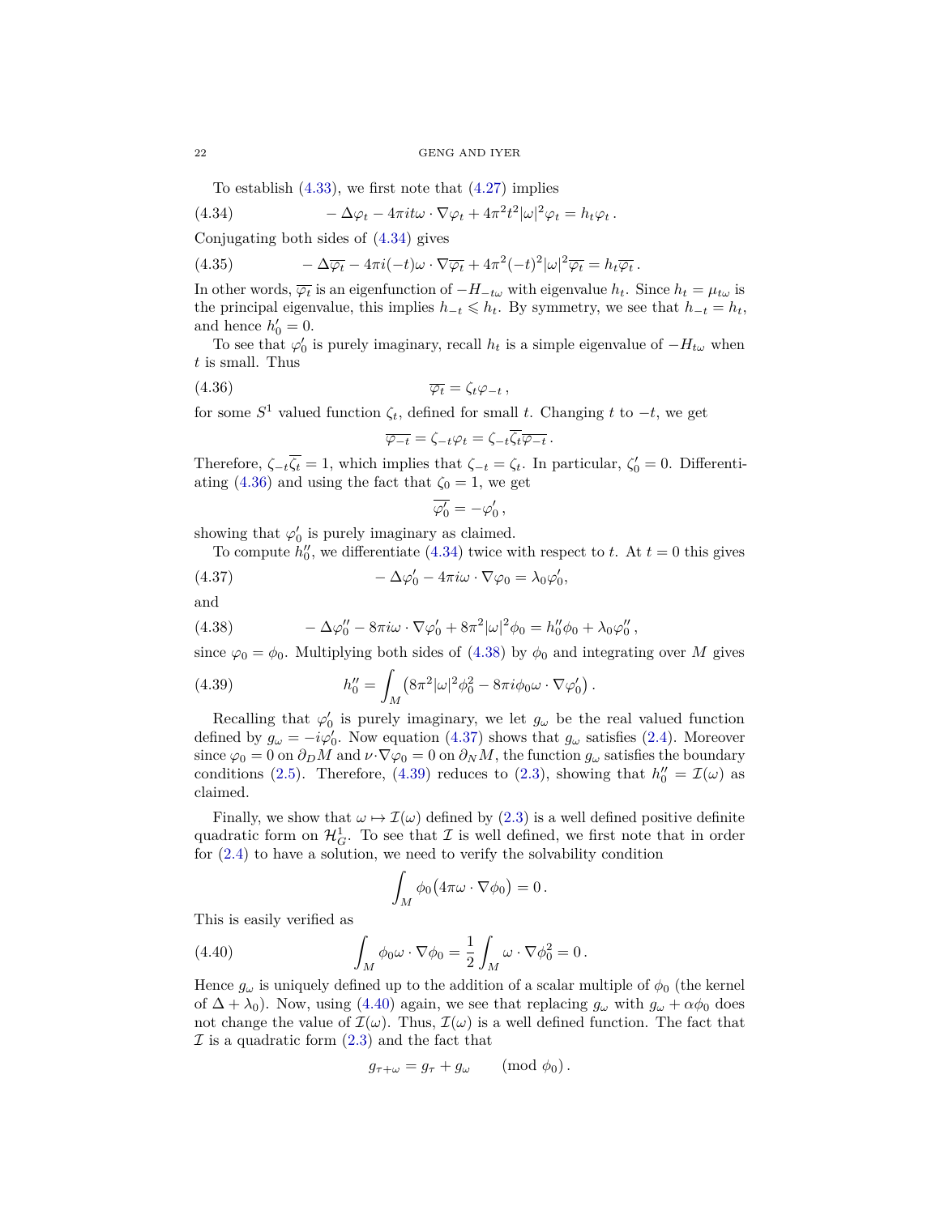To establish (4.33), we first note that (4.27) implies

$$-\Delta\varphi_t - 4\pi i t\omega\cdot\nabla\varphi_t + 4\pi^2 t^2|\omega|^2\varphi_t = h_t\varphi_t\,. \tag{4.34}$$

Conjugating both sides of (4.34) gives

$$-\Delta\overline{\varphi_t} - 4\pi i(-t)\omega\cdot\nabla\overline{\varphi_t} + 4\pi^2(-t)^2|\omega|^2\overline{\varphi_t} = h_t\overline{\varphi_t}\,. \tag{4.35}$$

In other words, $\overline{\varphi_t}$ is an eigenfunction of $-H_{-t\omega}$ with eigenvalue $h_t$. Since $h_t = \mu_{t\omega}$ is the principal eigenvalue, this implies $h_{-t}\leqslant h_t$. By symmetry, we see that $h_{-t} = h_t$, and hence $h_0' = 0$.

To see that $\varphi_0'$ is purely imaginary, recall $h_t$ is a simple eigenvalue of $-H_{t\omega}$ when $t$ is small. Thus

$$\overline{\varphi_t} = \zeta_t\varphi_{-t}\,, \tag{4.36}$$

for some $S^1$ valued function $\zeta_t$, defined for small $t$. Changing $t$ to $-t$, we get

$$\overline{\varphi_{-t}} = \zeta_{-t}\varphi_t = \zeta_{-t}\overline{\zeta_t}\overline{\varphi_{-t}}\,.$$

Therefore, $\zeta_{-t}\overline{\zeta_t} = 1$, which implies that $\zeta_{-t} = \zeta_t$. In particular, $\zeta_0' = 0$. Differentiating (4.36) and using the fact that $\zeta_0 = 1$, we get

$$\overline{\varphi_0'} = -\varphi_0'\,,$$

showing that $\varphi_0'$ is purely imaginary as claimed.

To compute $h_0''$, we differentiate (4.34) twice with respect to $t$. At $t=0$ this gives

$$-\Delta\varphi_0' - 4\pi i\omega\cdot\nabla\varphi_0 = \lambda_0\varphi_0', \tag{4.37}$$

and

$$-\Delta\varphi_0'' - 8\pi i\omega\cdot\nabla\varphi_0' + 8\pi^2|\omega|^2\phi_0 = h_0''\phi_0 + \lambda_0\varphi_0''\,, \tag{4.38}$$

since $\varphi_0 = \phi_0$. Multiplying both sides of (4.38) by $\phi_0$ and integrating over $M$ gives

$$h_0'' = \int_M \bigl(8\pi^2|\omega|^2\phi_0^2 - 8\pi i\phi_0\omega\cdot\nabla\varphi_0'\bigr)\,. \tag{4.39}$$

Recalling that $\varphi_0'$ is purely imaginary, we let $g_\omega$ be the real valued function defined by $g_\omega = -i\varphi_0'$. Now equation (4.37) shows that $g_\omega$ satisfies (2.4). Moreover since $\varphi_0 = 0$ on $\partial_D M$ and $\nu\cdot\nabla\varphi_0 = 0$ on $\partial_N M$, the function $g_\omega$ satisfies the boundary conditions (2.5). Therefore, (4.39) reduces to (2.3), showing that $h_0'' = \mathcal{I}(\omega)$ as claimed.

Finally, we show that $\omega\mapsto\mathcal{I}(\omega)$ defined by (2.3) is a well defined positive definite quadratic form on $\mathcal{H}^1_G$. To see that $\mathcal{I}$ is well defined, we first note that in order for (2.4) to have a solution, we need to verify the solvability condition

$$\int_M \phi_0\bigl(4\pi\omega\cdot\nabla\phi_0\bigr) = 0\,.$$

This is easily verified as

$$\int_M \phi_0\omega\cdot\nabla\phi_0 = \frac{1}{2}\int_M \omega\cdot\nabla\phi_0^2 = 0\,. \tag{4.40}$$

Hence $g_\omega$ is uniquely defined up to the addition of a scalar multiple of $\phi_0$ (the kernel of $\Delta+\lambda_0$). Now, using (4.40) again, we see that replacing $g_\omega$ with $g_\omega + \alpha\phi_0$ does not change the value of $\mathcal{I}(\omega)$. Thus, $\mathcal{I}(\omega)$ is a well defined function. The fact that $\mathcal{I}$ is a quadratic form (2.3) and the fact that

$$g_{\tau+\omega} = g_\tau + g_\omega \qquad (\text{mod } \phi_0)\,.$$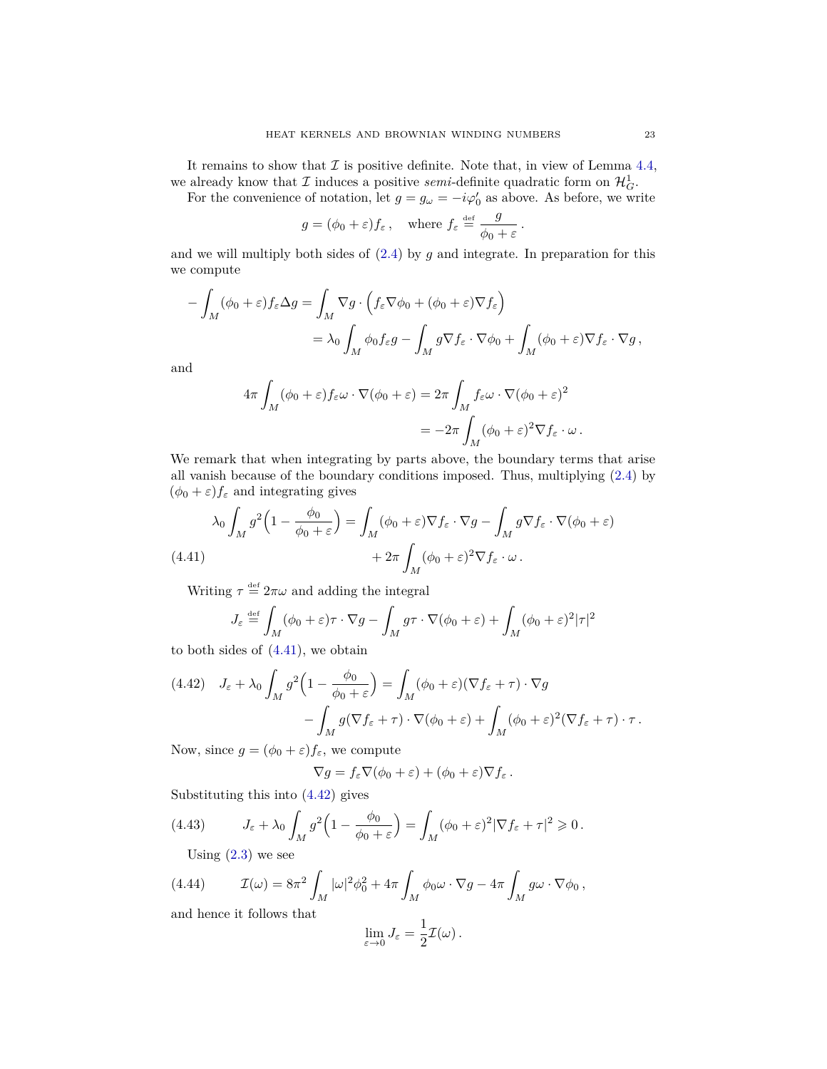It remains to show that $\mathcal{I}$ is positive definite. Note that, in view of Lemma 4.4, we already know that $\mathcal{I}$ induces a positive *semi*-definite quadratic form on $\mathcal{H}^1_G$.

For the convenience of notation, let $g = g_\omega = -i\varphi_0'$ as above. As before, we write

$$g = (\phi_0 + \varepsilon) f_\varepsilon\,, \quad \text{where } f_\varepsilon \stackrel{\text{def}}{=} \frac{g}{\phi_0 + \varepsilon}\,.$$

and we will multiply both sides of (2.4) by $g$ and integrate. In preparation for this we compute

$$\begin{aligned}
-\int_M (\phi_0 + \varepsilon) f_\varepsilon \Delta g &= \int_M \nabla g \cdot \Big( f_\varepsilon \nabla \phi_0 + (\phi_0 + \varepsilon) \nabla f_\varepsilon \Big) \\
&= \lambda_0 \int_M \phi_0 f_\varepsilon g - \int_M g \nabla f_\varepsilon \cdot \nabla \phi_0 + \int_M (\phi_0 + \varepsilon) \nabla f_\varepsilon \cdot \nabla g\,,
\end{aligned}$$

and

$$\begin{aligned}
4\pi \int_M (\phi_0 + \varepsilon) f_\varepsilon \omega \cdot \nabla(\phi_0 + \varepsilon) &= 2\pi \int_M f_\varepsilon \omega \cdot \nabla(\phi_0 + \varepsilon)^2 \\
&= -2\pi \int_M (\phi_0 + \varepsilon)^2 \nabla f_\varepsilon \cdot \omega\,.
\end{aligned}$$

We remark that when integrating by parts above, the boundary terms that arise all vanish because of the boundary conditions imposed. Thus, multiplying (2.4) by $(\phi_0 + \varepsilon) f_\varepsilon$ and integrating gives

$$\begin{aligned}
\lambda_0 \int_M g^2 \Big( 1 - \frac{\phi_0}{\phi_0 + \varepsilon} \Big) &= \int_M (\phi_0 + \varepsilon) \nabla f_\varepsilon \cdot \nabla g - \int_M g \nabla f_\varepsilon \cdot \nabla(\phi_0 + \varepsilon) \\
&\quad + 2\pi \int_M (\phi_0 + \varepsilon)^2 \nabla f_\varepsilon \cdot \omega\,.
\end{aligned} \tag{4.41}$$

Writing $\tau \stackrel{\text{def}}{=} 2\pi\omega$ and adding the integral

$$J_\varepsilon \stackrel{\text{def}}{=} \int_M (\phi_0 + \varepsilon) \tau \cdot \nabla g - \int_M g \tau \cdot \nabla(\phi_0 + \varepsilon) + \int_M (\phi_0 + \varepsilon)^2 |\tau|^2$$

to both sides of (4.41), we obtain

$$\begin{aligned}
J_\varepsilon + \lambda_0 \int_M g^2 \Big( 1 - \frac{\phi_0}{\phi_0 + \varepsilon} \Big) &= \int_M (\phi_0 + \varepsilon) (\nabla f_\varepsilon + \tau) \cdot \nabla g \\
&\quad - \int_M g (\nabla f_\varepsilon + \tau) \cdot \nabla(\phi_0 + \varepsilon) + \int_M (\phi_0 + \varepsilon)^2 (\nabla f_\varepsilon + \tau) \cdot \tau\,.
\end{aligned} \tag{4.42}$$

Now, since $g = (\phi_0 + \varepsilon) f_\varepsilon$, we compute

$$\nabla g = f_\varepsilon \nabla(\phi_0 + \varepsilon) + (\phi_0 + \varepsilon) \nabla f_\varepsilon\,.$$

Substituting this into (4.42) gives

$$J_\varepsilon + \lambda_0 \int_M g^2 \Big( 1 - \frac{\phi_0}{\phi_0 + \varepsilon} \Big) = \int_M (\phi_0 + \varepsilon)^2 |\nabla f_\varepsilon + \tau|^2 \geqslant 0\,. \tag{4.43}$$

Using (2.3) we see

$$\mathcal{I}(\omega) = 8\pi^2 \int_M |\omega|^2 \phi_0^2 + 4\pi \int_M \phi_0 \omega \cdot \nabla g - 4\pi \int_M g \omega \cdot \nabla \phi_0\,, \tag{4.44}$$

and hence it follows that

$$\lim_{\varepsilon \to 0} J_\varepsilon = \frac{1}{2} \mathcal{I}(\omega)\,.$$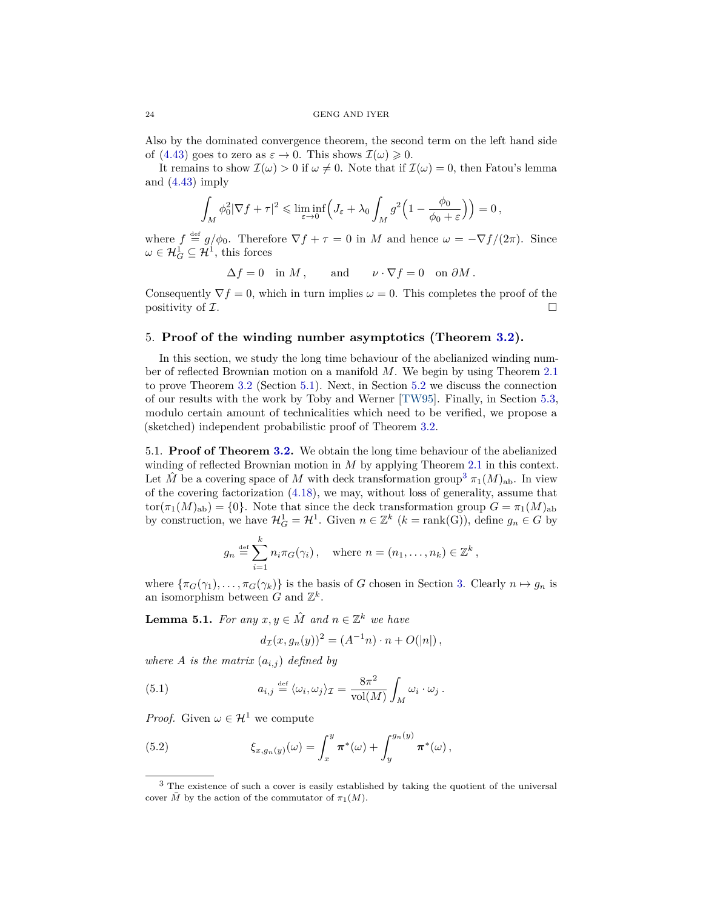Also by the dominated convergence theorem, the second term on the left hand side of (4.43) goes to zero as $\varepsilon \to 0$. This shows $\mathcal{I}(\omega) \geqslant 0$.

It remains to show $\mathcal{I}(\omega) > 0$ if $\omega \neq 0$. Note that if $\mathcal{I}(\omega) = 0$, then Fatou's lemma and (4.43) imply

$$\int_M \phi_0^2 |\nabla f + \tau|^2 \leqslant \liminf_{\varepsilon \to 0} \Big( J_\varepsilon + \lambda_0 \int_M g^2 \Big( 1 - \frac{\phi_0}{\phi_0 + \varepsilon} \Big) \Big) = 0 \,,$$

where $f \stackrel{\text{def}}{=} g/\phi_0$. Therefore $\nabla f + \tau = 0$ in $M$ and hence $\omega = -\nabla f/(2\pi)$. Since $\omega \in \mathcal{H}^1_G \subseteq \mathcal{H}^1$, this forces

$$\Delta f = 0 \quad \text{in } M \,, \qquad \text{and} \qquad \nu \cdot \nabla f = 0 \quad \text{on } \partial M \,.$$

Consequently $\nabla f = 0$, which in turn implies $\omega = 0$. This completes the proof of the positivity of $\mathcal{I}$. □

## 5. Proof of the winding number asymptotics (Theorem 3.2).

In this section, we study the long time behaviour of the abelianized winding number of reflected Brownian motion on a manifold $M$. We begin by using Theorem 2.1 to prove Theorem 3.2 (Section 5.1). Next, in Section 5.2 we discuss the connection of our results with the work by Toby and Werner [TW95]. Finally, in Section 5.3, modulo certain amount of technicalities which need to be verified, we propose a (sketched) independent probabilistic proof of Theorem 3.2.

### 5.1. Proof of Theorem 3.2.

We obtain the long time behaviour of the abelianized winding of reflected Brownian motion in $M$ by applying Theorem 2.1 in this context. Let $\hat{M}$ be a covering space of $M$ with deck transformation group[3] $\pi_1(M)_{\text{ab}}$. In view of the covering factorization (4.18), we may, without loss of generality, assume that $\operatorname{tor}(\pi_1(M)_{\text{ab}}) = \{0\}$. Note that since the deck transformation group $G = \pi_1(M)_{\text{ab}}$ by construction, we have $\mathcal{H}^1_G = \mathcal{H}^1$. Given $n \in \mathbb{Z}^k$ ($k = \operatorname{rank}(\mathrm{G})$), define $g_n \in G$ by

$$g_n \stackrel{\text{def}}{=} \sum_{i=1}^{k} n_i \pi_G(\gamma_i) \,, \quad \text{where } n = (n_1, \dots, n_k) \in \mathbb{Z}^k \,,$$

where $\{\pi_G(\gamma_1), \dots, \pi_G(\gamma_k)\}$ is the basis of $G$ chosen in Section 3. Clearly $n \mapsto g_n$ is an isomorphism between $G$ and $\mathbb{Z}^k$.

**Lemma 5.1.** *For any $x, y \in \hat{M}$ and $n \in \mathbb{Z}^k$ we have*

$$d_{\mathcal{I}}(x, g_n(y))^2 = (A^{-1} n) \cdot n + O(|n|) \,,$$

*where $A$ is the matrix $(a_{i,j})$ defined by*

$$a_{i,j} \stackrel{\text{def}}{=} \langle \omega_i, \omega_j \rangle_{\mathcal{I}} = \frac{8\pi^2}{\operatorname{vol}(M)} \int_M \omega_i \cdot \omega_j \,. \tag{5.1}$$

*Proof.* Given $\omega \in \mathcal{H}^1$ we compute

$$\xi_{x, g_n(y)}(\omega) = \int_x^y \boldsymbol{\pi}^*(\omega) + \int_y^{g_n(y)} \boldsymbol{\pi}^*(\omega) \,, \tag{5.2}$$

[3] The existence of such a cover is easily established by taking the quotient of the universal cover $\tilde{M}$ by the action of the commutator of $\pi_1(M)$.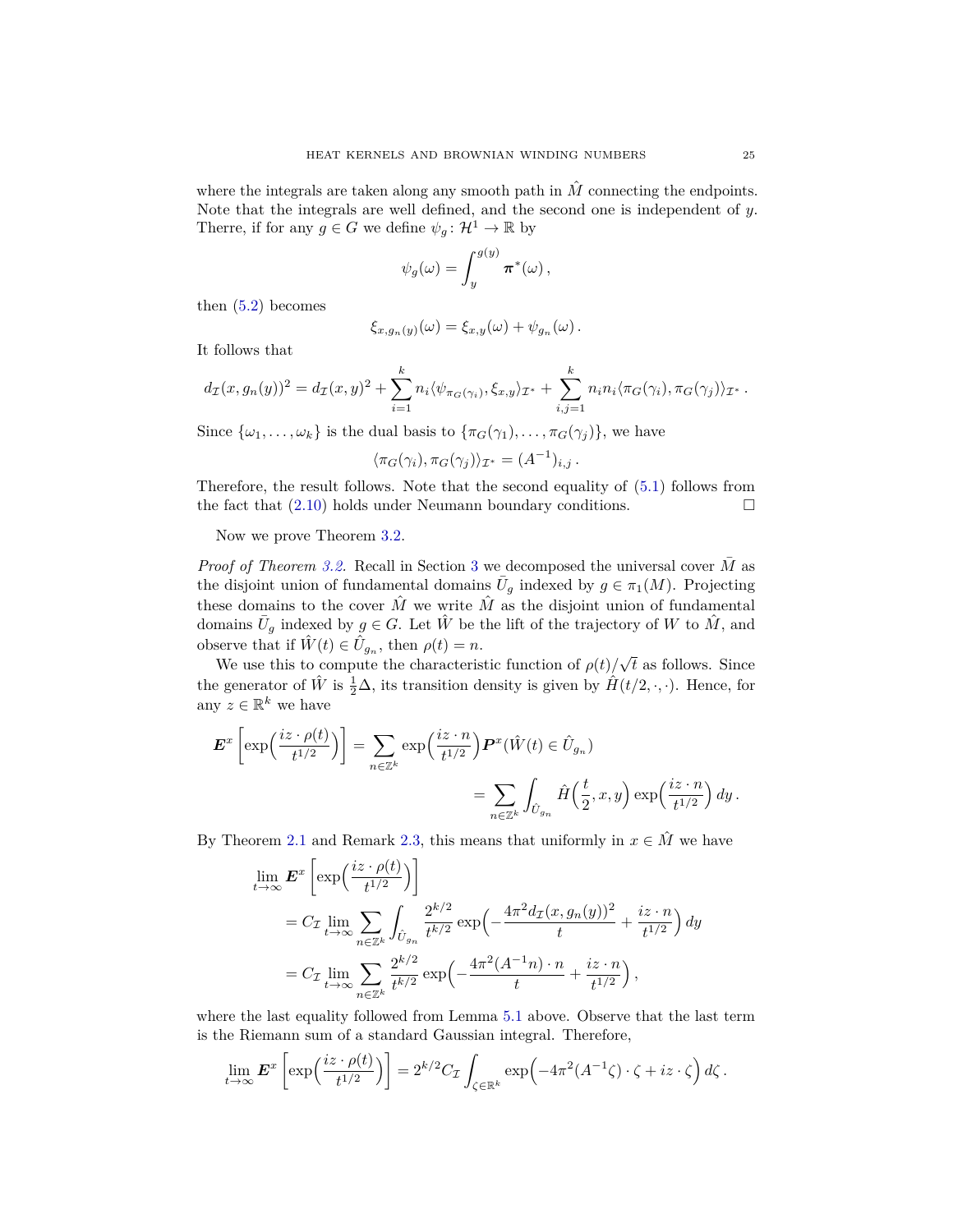where the integrals are taken along any smooth path in $\hat{M}$ connecting the endpoints. Note that the integrals are well defined, and the second one is independent of $y$. Therre, if for any $g \in G$ we define $\psi_g \colon \mathcal{H}^1 \to \mathbb{R}$ by

$$\psi_g(\omega) = \int_y^{g(y)} \boldsymbol{\pi}^*(\omega)\,,$$

then (5.2) becomes

$$\xi_{x,g_n(y)}(\omega) = \xi_{x,y}(\omega) + \psi_{g_n}(\omega)\,.$$

It follows that

$$d_{\mathcal{I}}(x, g_n(y))^2 = d_{\mathcal{I}}(x,y)^2 + \sum_{i=1}^{k} n_i \langle \psi_{\pi_G(\gamma_i)}, \xi_{x,y}\rangle_{\mathcal{I}^*} + \sum_{i,j=1}^{k} n_i n_i \langle \pi_G(\gamma_i), \pi_G(\gamma_j)\rangle_{\mathcal{I}^*}\,.$$

Since $\{\omega_1, \dots, \omega_k\}$ is the dual basis to $\{\pi_G(\gamma_1), \dots, \pi_G(\gamma_j)\}$, we have

$$\langle \pi_G(\gamma_i), \pi_G(\gamma_j)\rangle_{\mathcal{I}^*} = (A^{-1})_{i,j}\,.$$

Therefore, the result follows. Note that the second equality of (5.1) follows from the fact that (2.10) holds under Neumann boundary conditions. $\square$

Now we prove Theorem 3.2.

*Proof of Theorem 3.2.* Recall in Section 3 we decomposed the universal cover $\bar{M}$ as the disjoint union of fundamental domains $\bar{U}_g$ indexed by $g \in \pi_1(M)$. Projecting these domains to the cover $\hat{M}$ we write $\hat{M}$ as the disjoint union of fundamental domains $\bar{U}_g$ indexed by $g \in G$. Let $\hat{W}$ be the lift of the trajectory of $W$ to $\hat{M}$, and observe that if $\hat{W}(t) \in \hat{U}_{g_n}$, then $\rho(t) = n$.

We use this to compute the characteristic function of $\rho(t)/\sqrt{t}$ as follows. Since the generator of $\hat{W}$ is $\frac{1}{2}\Delta$, its transition density is given by $\hat{H}(t/2, \cdot, \cdot)$. Hence, for any $z \in \mathbb{R}^k$ we have

$$\begin{aligned}
\boldsymbol{E}^x\Big[\exp\Big(\frac{iz\cdot\rho(t)}{t^{1/2}}\Big)\Big] &= \sum_{n\in\mathbb{Z}^k} \exp\Big(\frac{iz\cdot n}{t^{1/2}}\Big) \boldsymbol{P}^x(\hat{W}(t) \in \hat{U}_{g_n}) \\
&= \sum_{n\in\mathbb{Z}^k} \int_{\hat{U}_{g_n}} \hat{H}\Big(\frac{t}{2}, x, y\Big) \exp\Big(\frac{iz\cdot n}{t^{1/2}}\Big)\, dy\,.
\end{aligned}$$

By Theorem 2.1 and Remark 2.3, this means that uniformly in $x \in \hat{M}$ we have

$$\begin{aligned}
&\lim_{t\to\infty} \boldsymbol{E}^x\Big[\exp\Big(\frac{iz\cdot\rho(t)}{t^{1/2}}\Big)\Big] \\
&\quad = C_{\mathcal{I}} \lim_{t\to\infty} \sum_{n\in\mathbb{Z}^k} \int_{\hat{U}_{g_n}} \frac{2^{k/2}}{t^{k/2}} \exp\Big(-\frac{4\pi^2 d_{\mathcal{I}}(x, g_n(y))^2}{t} + \frac{iz\cdot n}{t^{1/2}}\Big)\, dy \\
&\quad = C_{\mathcal{I}} \lim_{t\to\infty} \sum_{n\in\mathbb{Z}^k} \frac{2^{k/2}}{t^{k/2}} \exp\Big(-\frac{4\pi^2 (A^{-1}n)\cdot n}{t} + \frac{iz\cdot n}{t^{1/2}}\Big)\,,
\end{aligned}$$

where the last equality followed from Lemma 5.1 above. Observe that the last term is the Riemann sum of a standard Gaussian integral. Therefore,

$$\lim_{t\to\infty} \boldsymbol{E}^x\Big[\exp\Big(\frac{iz\cdot\rho(t)}{t^{1/2}}\Big)\Big] = 2^{k/2} C_{\mathcal{I}} \int_{\zeta\in\mathbb{R}^k} \exp\Big(-4\pi^2 (A^{-1}\zeta)\cdot\zeta + iz\cdot\zeta\Big)\, d\zeta\,.$$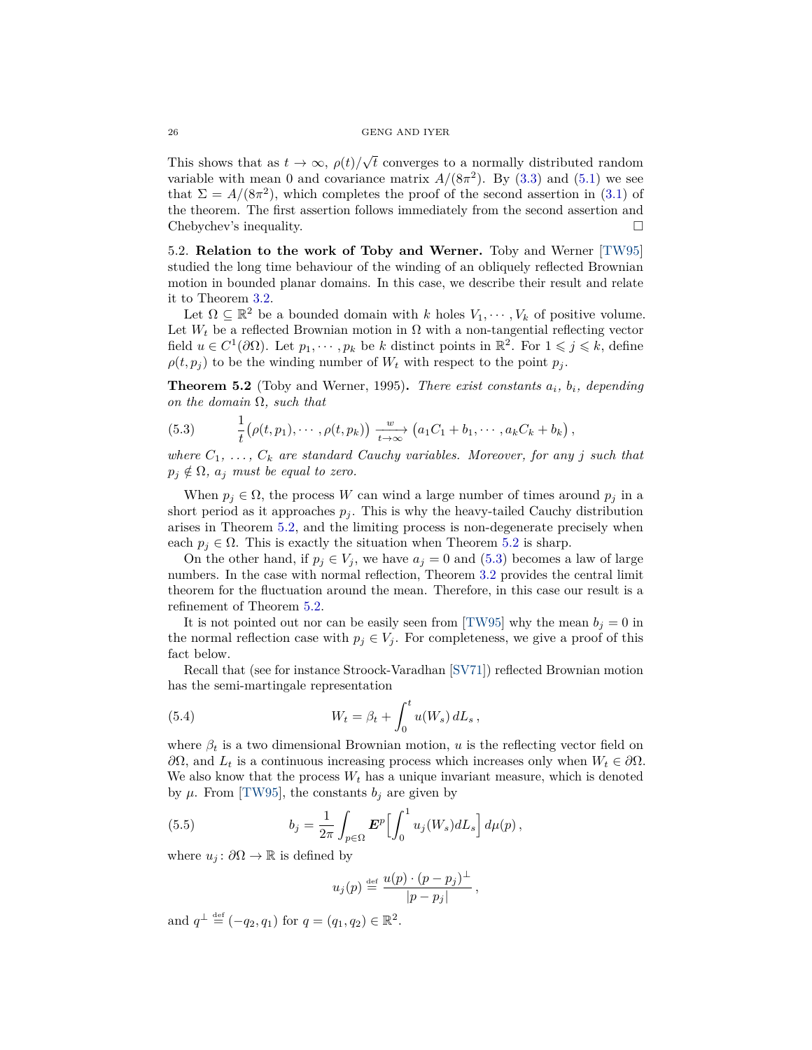This shows that as $t \to \infty$, $\rho(t)/\sqrt{t}$ converges to a normally distributed random variable with mean 0 and covariance matrix $A/(8\pi^2)$. By (3.3) and (5.1) we see that $\Sigma = A/(8\pi^2)$, which completes the proof of the second assertion in (3.1) of the theorem. The first assertion follows immediately from the second assertion and Chebychev's inequality. $\square$

5.2. **Relation to the work of Toby and Werner.** Toby and Werner [TW95] studied the long time behaviour of the winding of an obliquely reflected Brownian motion in bounded planar domains. In this case, we describe their result and relate it to Theorem 3.2.

Let $\Omega \subseteq \mathbb{R}^2$ be a bounded domain with $k$ holes $V_1, \cdots, V_k$ of positive volume. Let $W_t$ be a reflected Brownian motion in $\Omega$ with a non-tangential reflecting vector field $u \in C^1(\partial\Omega)$. Let $p_1, \cdots, p_k$ be $k$ distinct points in $\mathbb{R}^2$. For $1 \leqslant j \leqslant k$, define $\rho(t, p_j)$ to be the winding number of $W_t$ with respect to the point $p_j$.

**Theorem 5.2** (Toby and Werner, 1995)**.** *There exist constants $a_i$, $b_i$, depending on the domain $\Omega$, such that*

$$\frac{1}{t}\big(\rho(t,p_1), \cdots, \rho(t,p_k)\big) \xrightarrow[t\to\infty]{w} \big(a_1 C_1 + b_1, \cdots, a_k C_k + b_k\big)\,, \tag{5.3}$$

*where $C_1, \ldots, C_k$ are standard Cauchy variables. Moreover, for any $j$ such that $p_j \notin \Omega$, $a_j$ must be equal to zero.*

When $p_j \in \Omega$, the process $W$ can wind a large number of times around $p_j$ in a short period as it approaches $p_j$. This is why the heavy-tailed Cauchy distribution arises in Theorem 5.2, and the limiting process is non-degenerate precisely when each $p_j \in \Omega$. This is exactly the situation when Theorem 5.2 is sharp.

On the other hand, if $p_j \in V_j$, we have $a_j = 0$ and (5.3) becomes a law of large numbers. In the case with normal reflection, Theorem 3.2 provides the central limit theorem for the fluctuation around the mean. Therefore, in this case our result is a refinement of Theorem 5.2.

It is not pointed out nor can be easily seen from [TW95] why the mean $b_j = 0$ in the normal reflection case with $p_j \in V_j$. For completeness, we give a proof of this fact below.

Recall that (see for instance Stroock-Varadhan [SV71]) reflected Brownian motion has the semi-martingale representation

$$W_t = \beta_t + \int_0^t u(W_s)\, dL_s\,, \tag{5.4}$$

where $\beta_t$ is a two dimensional Brownian motion, $u$ is the reflecting vector field on $\partial\Omega$, and $L_t$ is a continuous increasing process which increases only when $W_t \in \partial\Omega$. We also know that the process $W_t$ has a unique invariant measure, which is denoted by $\mu$. From [TW95], the constants $b_j$ are given by

$$b_j = \frac{1}{2\pi} \int_{p\in\Omega} \boldsymbol{E}^p\Big[\int_0^1 u_j(W_s) dL_s\Big]\, d\mu(p)\,, \tag{5.5}$$

where $u_j \colon \partial\Omega \to \mathbb{R}$ is defined by

$$u_j(p) \stackrel{\text{def}}{=} \frac{u(p) \cdot (p - p_j)^\perp}{|p - p_j|}\,,$$

and $q^\perp \stackrel{\text{def}}{=} (-q_2, q_1)$ for $q = (q_1, q_2) \in \mathbb{R}^2$.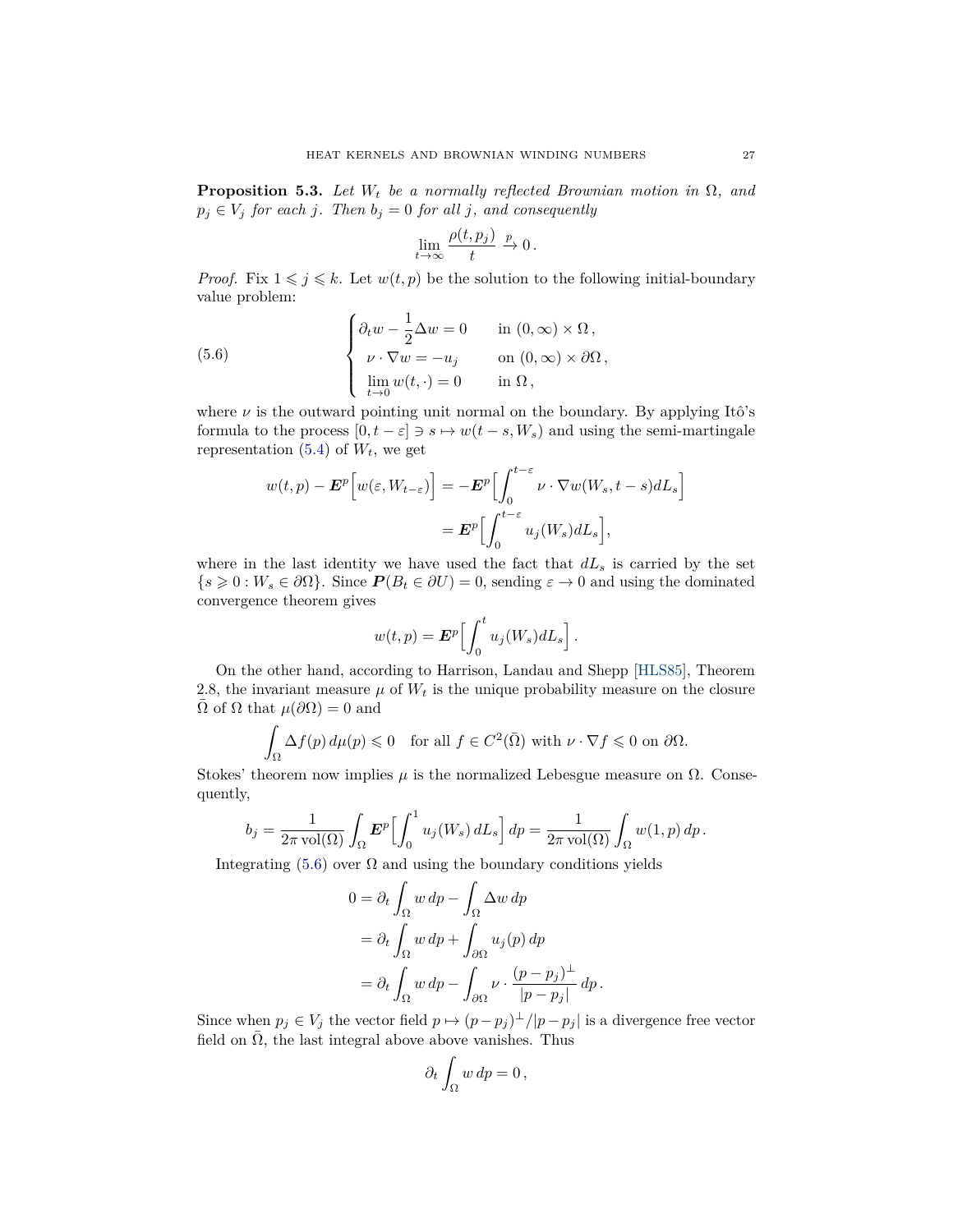**Proposition 5.3.** *Let $W_t$ be a normally reflected Brownian motion in $\Omega$, and $p_j \in V_j$ for each $j$. Then $b_j = 0$ for all $j$, and consequently*

$$\lim_{t\to\infty} \frac{\rho(t,p_j)}{t} \xrightarrow{p} 0\,.$$

*Proof.* Fix $1 \leqslant j \leqslant k$. Let $w(t,p)$ be the solution to the following initial-boundary value problem:

$$\begin{cases} \partial_t w - \dfrac{1}{2}\Delta w = 0 & \text{in } (0,\infty)\times\Omega\,, \\ \nu\cdot\nabla w = -u_j & \text{on } (0,\infty)\times\partial\Omega\,, \\ \lim\limits_{t\to 0} w(t,\cdot) = 0 & \text{in } \Omega\,, \end{cases} \tag{5.6}$$

where $\nu$ is the outward pointing unit normal on the boundary. By applying Itô's formula to the process $[0,t-\varepsilon] \ni s \mapsto w(t-s, W_s)$ and using the semi-martingale representation (5.4) of $W_t$, we get

$$\begin{aligned} w(t,p) - \boldsymbol{E}^p\Big[w(\varepsilon, W_{t-\varepsilon})\Big] &= -\boldsymbol{E}^p\Big[\int_0^{t-\varepsilon} \nu\cdot\nabla w(W_s, t-s)\, dL_s\Big] \\ &= \boldsymbol{E}^p\Big[\int_0^{t-\varepsilon} u_j(W_s)\, dL_s\Big], \end{aligned}$$

where in the last identity we have used the fact that $dL_s$ is carried by the set $\{s \geqslant 0 : W_s \in \partial\Omega\}$. Since $\boldsymbol{P}(B_t \in \partial U) = 0$, sending $\varepsilon \to 0$ and using the dominated convergence theorem gives

$$w(t,p) = \boldsymbol{E}^p\Big[\int_0^t u_j(W_s)\, dL_s\Big]\,.$$

On the other hand, according to Harrison, Landau and Shepp [HLS85], Theorem 2.8, the invariant measure $\mu$ of $W_t$ is the unique probability measure on the closure $\bar\Omega$ of $\Omega$ that $\mu(\partial\Omega) = 0$ and

$$\int_\Omega \Delta f(p)\, d\mu(p) \leqslant 0 \quad \text{for all } f \in C^2(\bar\Omega) \text{ with } \nu\cdot\nabla f \leqslant 0 \text{ on } \partial\Omega.$$

Stokes' theorem now implies $\mu$ is the normalized Lebesgue measure on $\Omega$. Consequently,

$$b_j = \frac{1}{2\pi\operatorname{vol}(\Omega)} \int_\Omega \boldsymbol{E}^p\Big[\int_0^1 u_j(W_s)\, dL_s\Big]\, dp = \frac{1}{2\pi\operatorname{vol}(\Omega)} \int_\Omega w(1,p)\, dp\,.$$

Integrating (5.6) over $\Omega$ and using the boundary conditions yields

$$\begin{aligned} 0 &= \partial_t \int_\Omega w\, dp - \int_\Omega \Delta w\, dp \\ &= \partial_t \int_\Omega w\, dp + \int_{\partial\Omega} u_j(p)\, dp \\ &= \partial_t \int_\Omega w\, dp - \int_{\partial\Omega} \nu\cdot\frac{(p-p_j)^\perp}{|p-p_j|}\, dp\,. \end{aligned}$$

Since when $p_j \in V_j$ the vector field $p \mapsto (p-p_j)^\perp/|p-p_j|$ is a divergence free vector field on $\bar\Omega$, the last integral above above vanishes. Thus

$$\partial_t \int_\Omega w\, dp = 0\,,$$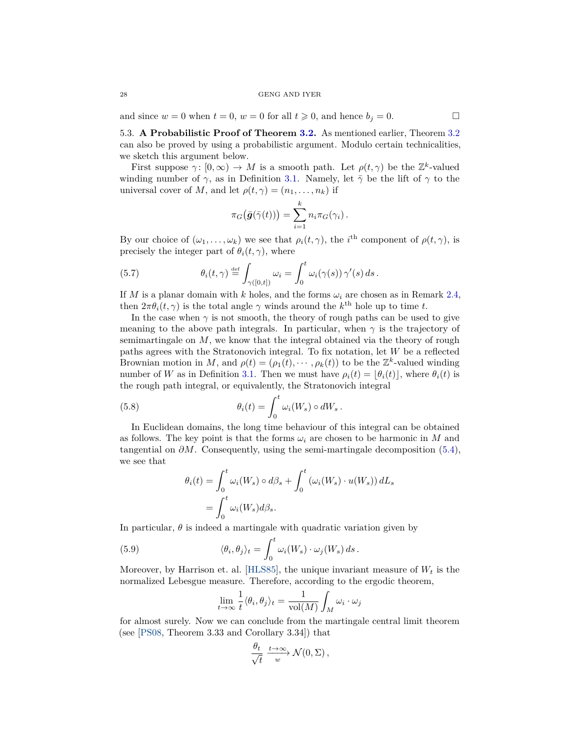and since $w = 0$ when $t = 0$, $w = 0$ for all $t \geqslant 0$, and hence $b_j = 0$. □

5.3. **A Probabilistic Proof of Theorem 3.2.** As mentioned earlier, Theorem 3.2 can also be proved by using a probabilistic argument. Modulo certain technicalities, we sketch this argument below.

First suppose $\gamma \colon [0, \infty) \to M$ is a smooth path. Let $\rho(t, \gamma)$ be the $\mathbb{Z}^k$-valued winding number of $\gamma$, as in Definition 3.1. Namely, let $\bar{\gamma}$ be the lift of $\gamma$ to the universal cover of $M$, and let $\rho(t, \gamma) = (n_1, \dots, n_k)$ if

$$\pi_G\big(\bar{\boldsymbol{g}}(\bar{\gamma}(t))\big) = \sum_{i=1}^{k} n_i \pi_G(\gamma_i)\,.$$

By our choice of $(\omega_1, \dots, \omega_k)$ we see that $\rho_i(t, \gamma)$, the $i^{\text{th}}$ component of $\rho(t, \gamma)$, is precisely the integer part of $\theta_i(t, \gamma)$, where

$$\theta_i(t, \gamma) \stackrel{\text{def}}{=} \int_{\gamma([0,t])} \omega_i = \int_0^t \omega_i(\gamma(s))\,\gamma'(s)\,ds\,. \tag{5.7}$$

If $M$ is a planar domain with $k$ holes, and the forms $\omega_i$ are chosen as in Remark 2.4, then $2\pi\theta_i(t, \gamma)$ is the total angle $\gamma$ winds around the $k^{\text{th}}$ hole up to time $t$.

In the case when $\gamma$ is not smooth, the theory of rough paths can be used to give meaning to the above path integrals. In particular, when $\gamma$ is the trajectory of semimartingale on $M$, we know that the integral obtained via the theory of rough paths agrees with the Stratonovich integral. To fix notation, let $W$ be a reflected Brownian motion in $M$, and $\rho(t) = (\rho_1(t), \cdots, \rho_k(t))$ to be the $\mathbb{Z}^k$-valued winding number of $W$ as in Definition 3.1. Then we must have $\rho_i(t) = \lfloor \theta_i(t) \rfloor$, where $\theta_i(t)$ is the rough path integral, or equivalently, the Stratonovich integral

$$\theta_i(t) = \int_0^t \omega_i(W_s) \circ dW_s\,. \tag{5.8}$$

In Euclidean domains, the long time behaviour of this integral can be obtained as follows. The key point is that the forms $\omega_i$ are chosen to be harmonic in $M$ and tangential on $\partial M$. Consequently, using the semi-martingale decomposition (5.4), we see that

$$\begin{aligned}
\theta_i(t) &= \int_0^t \omega_i(W_s) \circ d\beta_s + \int_0^t (\omega_i(W_s) \cdot u(W_s))\,dL_s \\
&= \int_0^t \omega_i(W_s) d\beta_s.
\end{aligned}$$

In particular, $\theta$ is indeed a martingale with quadratic variation given by

$$\langle \theta_i, \theta_j \rangle_t = \int_0^t \omega_i(W_s) \cdot \omega_j(W_s)\,ds\,. \tag{5.9}$$

Moreover, by Harrison et. al. [HLS85], the unique invariant measure of $W_t$ is the normalized Lebesgue measure. Therefore, according to the ergodic theorem,

$$\lim_{t \to \infty} \frac{1}{t} \langle \theta_i, \theta_j \rangle_t = \frac{1}{\operatorname{vol}(M)} \int_M \omega_i \cdot \omega_j$$

for almost surely. Now we can conclude from the martingale central limit theorem (see [PS08, Theorem 3.33 and Corollary 3.34]) that

$$\frac{\theta_t}{\sqrt{t}} \xrightarrow[w]{t \to \infty} \mathcal{N}(0, \Sigma)\,,$$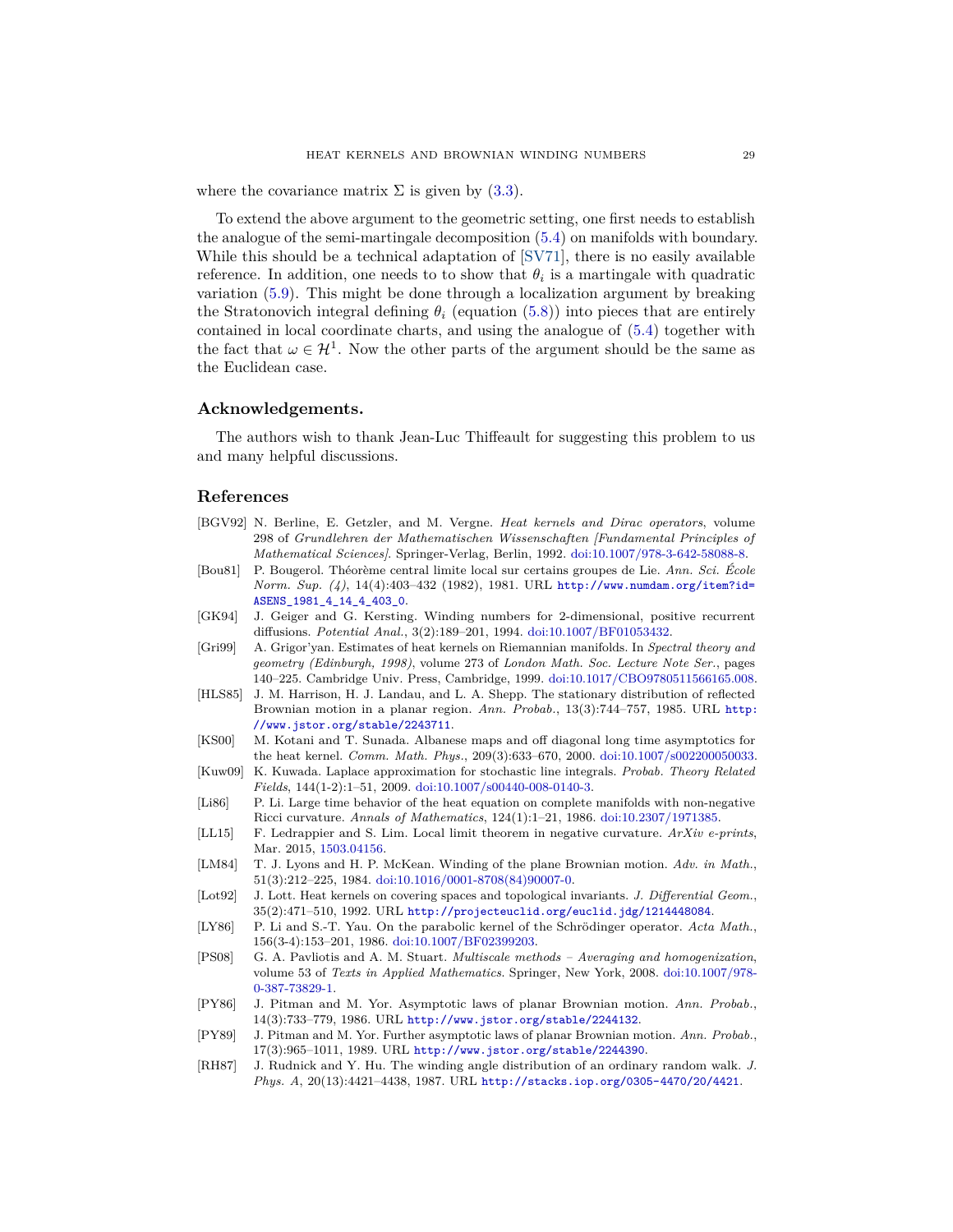where the covariance matrix $\Sigma$ is given by (3.3).

To extend the above argument to the geometric setting, one first needs to establish the analogue of the semi-martingale decomposition (5.4) on manifolds with boundary. While this should be a technical adaptation of [SV71], there is no easily available reference. In addition, one needs to to show that $\theta_i$ is a martingale with quadratic variation (5.9). This might be done through a localization argument by breaking the Stratonovich integral defining $\theta_i$ (equation (5.8)) into pieces that are entirely contained in local coordinate charts, and using the analogue of (5.4) together with the fact that $\omega \in \mathcal{H}^1$. Now the other parts of the argument should be the same as the Euclidean case.

## Acknowledgements.

The authors wish to thank Jean-Luc Thiffeault for suggesting this problem to us and many helpful discussions.

## References

- [BGV92] N. Berline, E. Getzler, and M. Vergne. *Heat kernels and Dirac operators*, volume 298 of *Grundlehren der Mathematischen Wissenschaften [Fundamental Principles of Mathematical Sciences]*. Springer-Verlag, Berlin, 1992. doi:10.1007/978-3-642-58088-8.
- [Bou81] P. Bougerol. Théorème central limite local sur certains groupes de Lie. *Ann. Sci. École Norm. Sup. (4)*, 14(4):403–432 (1982), 1981. URL http://www.numdam.org/item?id=ASENS_1981_4_14_4_403_0.
- [GK94] J. Geiger and G. Kersting. Winding numbers for 2-dimensional, positive recurrent diffusions. *Potential Anal.*, 3(2):189–201, 1994. doi:10.1007/BF01053432.
- [Gri99] A. Grigor'yan. Estimates of heat kernels on Riemannian manifolds. In *Spectral theory and geometry (Edinburgh, 1998)*, volume 273 of *London Math. Soc. Lecture Note Ser.*, pages 140–225. Cambridge Univ. Press, Cambridge, 1999. doi:10.1017/CBO9780511566165.008.
- [HLS85] J. M. Harrison, H. J. Landau, and L. A. Shepp. The stationary distribution of reflected Brownian motion in a planar region. *Ann. Probab.*, 13(3):744–757, 1985. URL http://www.jstor.org/stable/2243711.
- [KS00] M. Kotani and T. Sunada. Albanese maps and off diagonal long time asymptotics for the heat kernel. *Comm. Math. Phys.*, 209(3):633–670, 2000. doi:10.1007/s002200050033.
- [Kuw09] K. Kuwada. Laplace approximation for stochastic line integrals. *Probab. Theory Related Fields*, 144(1-2):1–51, 2009. doi:10.1007/s00440-008-0140-3.
- [Li86] P. Li. Large time behavior of the heat equation on complete manifolds with non-negative Ricci curvature. *Annals of Mathematics*, 124(1):1–21, 1986. doi:10.2307/1971385.
- [LL15] F. Ledrappier and S. Lim. Local limit theorem in negative curvature. *ArXiv e-prints*, Mar. 2015, 1503.04156.
- [LM84] T. J. Lyons and H. P. McKean. Winding of the plane Brownian motion. *Adv. in Math.*, 51(3):212–225, 1984. doi:10.1016/0001-8708(84)90007-0.
- [Lot92] J. Lott. Heat kernels on covering spaces and topological invariants. *J. Differential Geom.*, 35(2):471–510, 1992. URL http://projecteuclid.org/euclid.jdg/1214448084.
- [LY86] P. Li and S.-T. Yau. On the parabolic kernel of the Schrödinger operator. *Acta Math.*, 156(3-4):153–201, 1986. doi:10.1007/BF02399203.
- [PS08] G. A. Pavliotis and A. M. Stuart. *Multiscale methods – Averaging and homogenization*, volume 53 of *Texts in Applied Mathematics*. Springer, New York, 2008. doi:10.1007/978-0-387-73829-1.
- [PY86] J. Pitman and M. Yor. Asymptotic laws of planar Brownian motion. *Ann. Probab.*, 14(3):733–779, 1986. URL http://www.jstor.org/stable/2244132.
- [PY89] J. Pitman and M. Yor. Further asymptotic laws of planar Brownian motion. *Ann. Probab.*, 17(3):965–1011, 1989. URL http://www.jstor.org/stable/2244390.
- [RH87] J. Rudnick and Y. Hu. The winding angle distribution of an ordinary random walk. *J. Phys. A*, 20(13):4421–4438, 1987. URL http://stacks.iop.org/0305-4470/20/4421.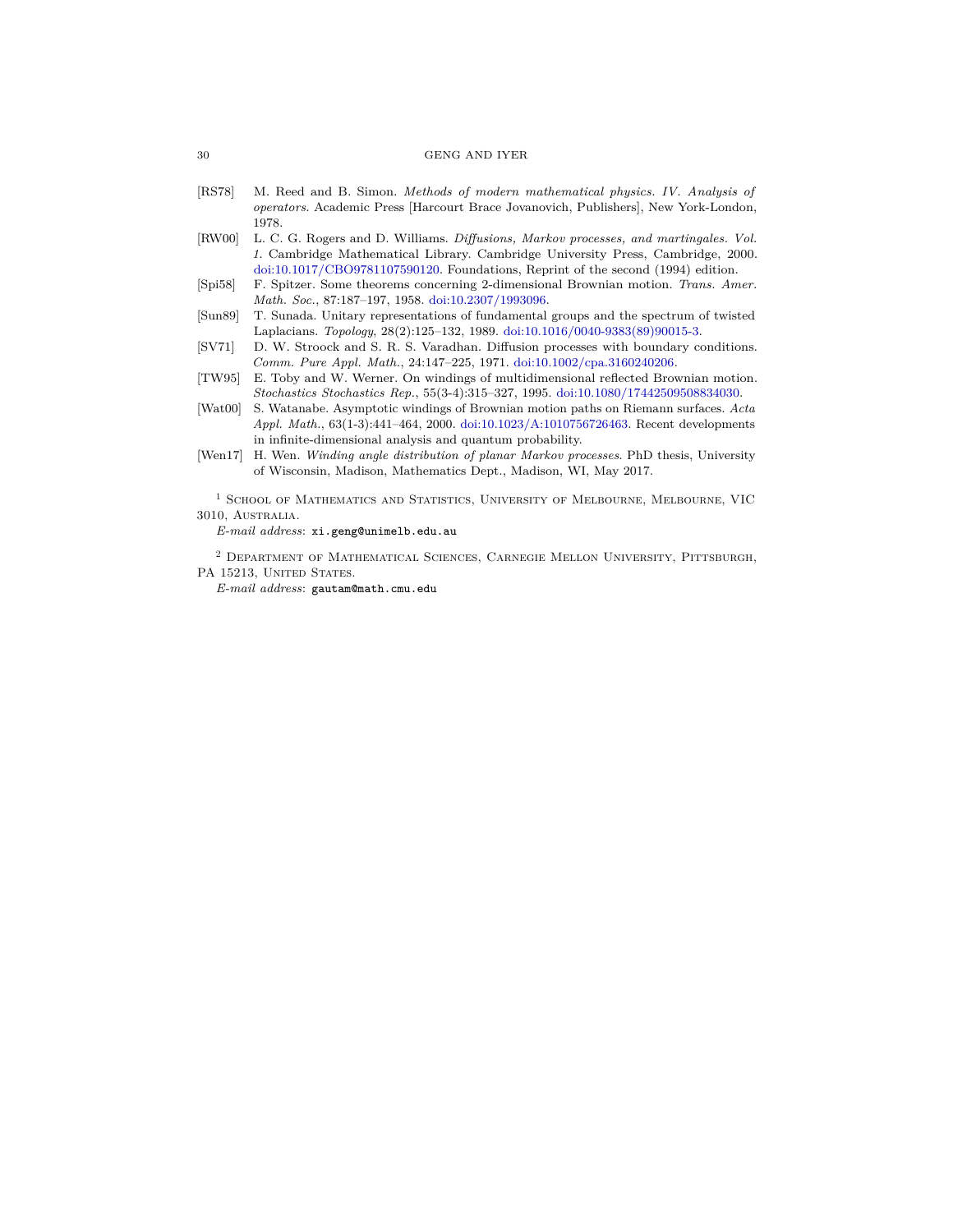[RS78] M. Reed and B. Simon. *Methods of modern mathematical physics. IV. Analysis of operators*. Academic Press [Harcourt Brace Jovanovich, Publishers], New York-London, 1978.

[RW00] L. C. G. Rogers and D. Williams. *Diffusions, Markov processes, and martingales. Vol. 1*. Cambridge Mathematical Library. Cambridge University Press, Cambridge, 2000. doi:10.1017/CBO9781107590120. Foundations, Reprint of the second (1994) edition.

[Spi58] F. Spitzer. Some theorems concerning 2-dimensional Brownian motion. *Trans. Amer. Math. Soc.*, 87:187–197, 1958. doi:10.2307/1993096.

[Sun89] T. Sunada. Unitary representations of fundamental groups and the spectrum of twisted Laplacians. *Topology*, 28(2):125–132, 1989. doi:10.1016/0040-9383(89)90015-3.

[SV71] D. W. Stroock and S. R. S. Varadhan. Diffusion processes with boundary conditions. *Comm. Pure Appl. Math.*, 24:147–225, 1971. doi:10.1002/cpa.3160240206.

[TW95] E. Toby and W. Werner. On windings of multidimensional reflected Brownian motion. *Stochastics Stochastics Rep.*, 55(3-4):315–327, 1995. doi:10.1080/17442509508834030.

[Wat00] S. Watanabe. Asymptotic windings of Brownian motion paths on Riemann surfaces. *Acta Appl. Math.*, 63(1-3):441–464, 2000. doi:10.1023/A:1010756726463. Recent developments in infinite-dimensional analysis and quantum probability.

[Wen17] H. Wen. *Winding angle distribution of planar Markov processes*. PhD thesis, University of Wisconsin, Madison, Mathematics Dept., Madison, WI, May 2017.

[1] School of Mathematics and Statistics, University of Melbourne, Melbourne, VIC 3010, Australia.

*E-mail address*: `xi.geng@unimelb.edu.au`

[2] Department of Mathematical Sciences, Carnegie Mellon University, Pittsburgh, PA 15213, United States.

*E-mail address*: `gautam@math.cmu.edu`